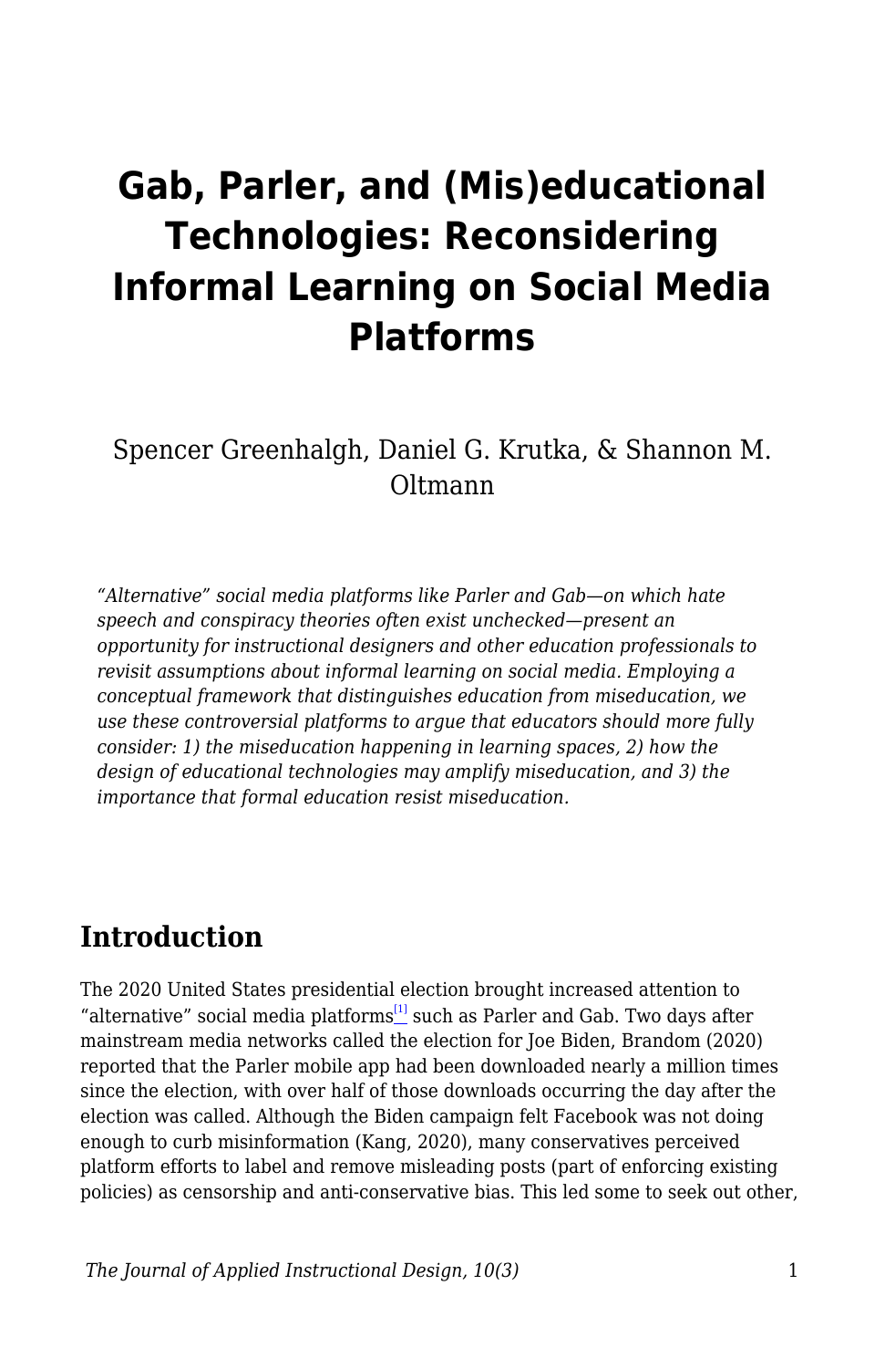# Gab, Parler, and (Mis)educational Technologies: Reconsidering Informal Learning on Social Media Platforms

Spencer Greenhalgh, Daniel G. Krutka, & Shannon M. Oltmann

*"Alternative" social media platforms like Parler and Gab—on which hate speech and conspiracy theories often exist unchecked—present an opportunity for instructional designers and other education professionals to revisit assumptions about informal learning on social media. Employing a conceptual framework that distinguishes education from miseducation, we use these controversial platforms to argue that educators should more fully consider: 1) the miseducation happening in learning spaces, 2) how the design of educational technologies may amplify miseducation, and 3) the importance that formal education resist miseducation.*

## Introduction

The 2020 United States presidential election brought increased attention to "alternative" social media platforms[1] such as Parler and Gab. Two days after mainstream media networks called the election for Joe Biden, Brandom (2020) reported that the Parler mobile app had been downloaded nearly a million times since the election, with over half of those downloads occurring the day after the election was called. Although the Biden campaign felt Facebook was not doing enough to curb misinformation (Kang, 2020), many conservatives perceived platform efforts to label and remove misleading posts (part of enforcing existing policies) as censorship and anti-conservative bias. This led some to seek out other,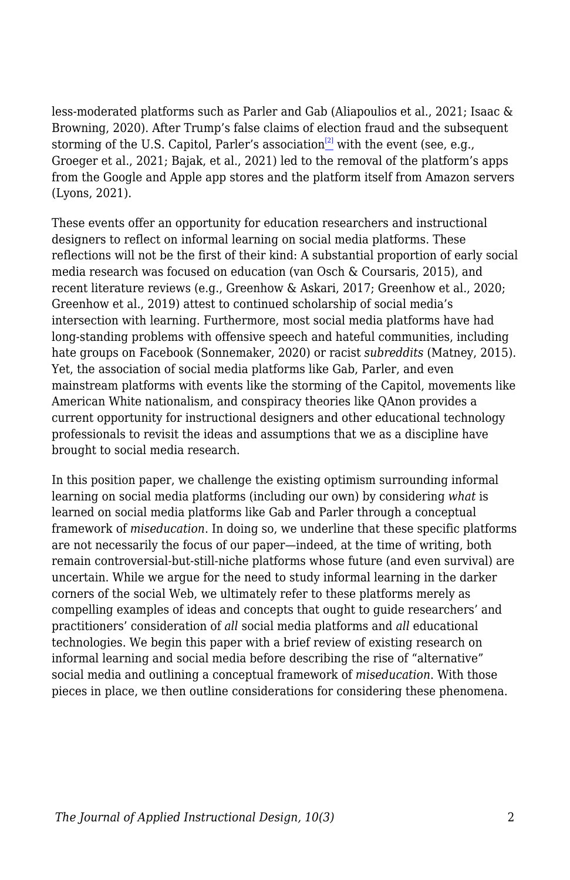less-moderated platforms such as Parler and Gab (Aliapoulios et al., 2021; Isaac & Browning, 2020). After Trump's false claims of election fraud and the subsequent storming of the U.S. Capitol, Parler's association[2] with the event (see, e.g., Groeger et al., 2021; Bajak, et al., 2021) led to the removal of the platform's apps from the Google and Apple app stores and the platform itself from Amazon servers (Lyons, 2021).

These events offer an opportunity for education researchers and instructional designers to reflect on informal learning on social media platforms. These reflections will not be the first of their kind: A substantial proportion of early social media research was focused on education (van Osch & Coursaris, 2015), and recent literature reviews (e.g., Greenhow & Askari, 2017; Greenhow et al., 2020; Greenhow et al., 2019) attest to continued scholarship of social media's intersection with learning. Furthermore, most social media platforms have had long-standing problems with offensive speech and hateful communities, including hate groups on Facebook (Sonnemaker, 2020) or racist *subreddits* (Matney, 2015). Yet, the association of social media platforms like Gab, Parler, and even mainstream platforms with events like the storming of the Capitol, movements like American White nationalism, and conspiracy theories like QAnon provides a current opportunity for instructional designers and other educational technology professionals to revisit the ideas and assumptions that we as a discipline have brought to social media research.

In this position paper, we challenge the existing optimism surrounding informal learning on social media platforms (including our own) by considering *what* is learned on social media platforms like Gab and Parler through a conceptual framework of *miseducation*. In doing so, we underline that these specific platforms are not necessarily the focus of our paper—indeed, at the time of writing, both remain controversial-but-still-niche platforms whose future (and even survival) are uncertain. While we argue for the need to study informal learning in the darker corners of the social Web, we ultimately refer to these platforms merely as compelling examples of ideas and concepts that ought to guide researchers' and practitioners' consideration of *all* social media platforms and *all* educational technologies. We begin this paper with a brief review of existing research on informal learning and social media before describing the rise of "alternative" social media and outlining a conceptual framework of *miseducation*. With those pieces in place, we then outline considerations for considering these phenomena.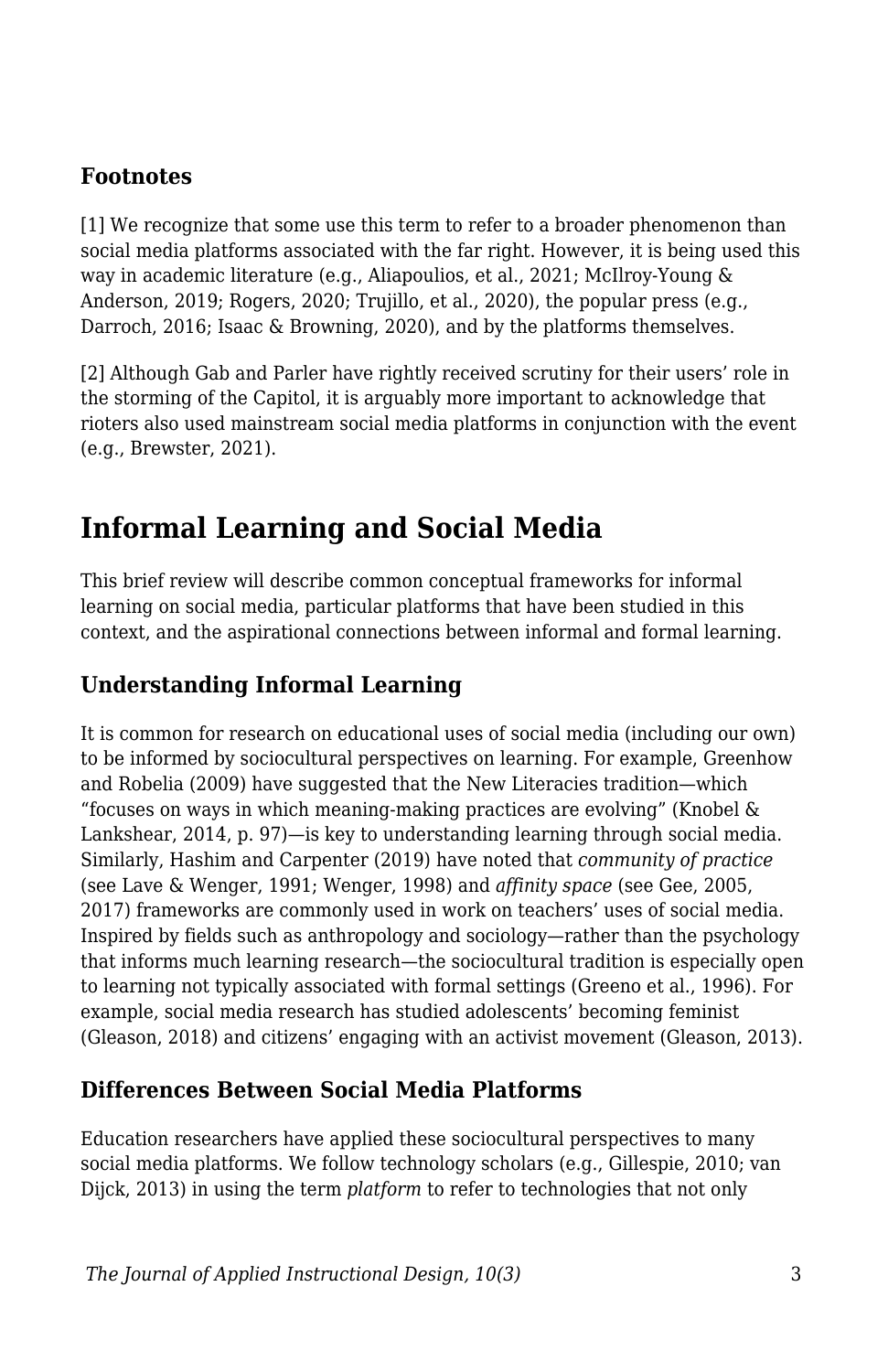### Footnotes

[1] We recognize that some use this term to refer to a broader phenomenon than social media platforms associated with the far right. However, it is being used this way in academic literature (e.g., Aliapoulios, et al., 2021; McIlroy-Young & Anderson, 2019; Rogers, 2020; Trujillo, et al., 2020), the popular press (e.g., Darroch, 2016; Isaac & Browning, 2020), and by the platforms themselves.

[2] Although Gab and Parler have rightly received scrutiny for their users' role in the storming of the Capitol, it is arguably more important to acknowledge that rioters also used mainstream social media platforms in conjunction with the event (e.g., Brewster, 2021).

## Informal Learning and Social Media

This brief review will describe common conceptual frameworks for informal learning on social media, particular platforms that have been studied in this context, and the aspirational connections between informal and formal learning.

### Understanding Informal Learning

It is common for research on educational uses of social media (including our own) to be informed by sociocultural perspectives on learning. For example, Greenhow and Robelia (2009) have suggested that the New Literacies tradition—which "focuses on ways in which meaning-making practices are evolving" (Knobel & Lankshear, 2014, p. 97)—is key to understanding learning through social media. Similarly, Hashim and Carpenter (2019) have noted that *community of practice* (see Lave & Wenger, 1991; Wenger, 1998) and *affinity space* (see Gee, 2005, 2017) frameworks are commonly used in work on teachers' uses of social media. Inspired by fields such as anthropology and sociology—rather than the psychology that informs much learning research—the sociocultural tradition is especially open to learning not typically associated with formal settings (Greeno et al., 1996). For example, social media research has studied adolescents' becoming feminist (Gleason, 2018) and citizens' engaging with an activist movement (Gleason, 2013).

### Differences Between Social Media Platforms

Education researchers have applied these sociocultural perspectives to many social media platforms. We follow technology scholars (e.g., Gillespie, 2010; van Dijck, 2013) in using the term *platform* to refer to technologies that not only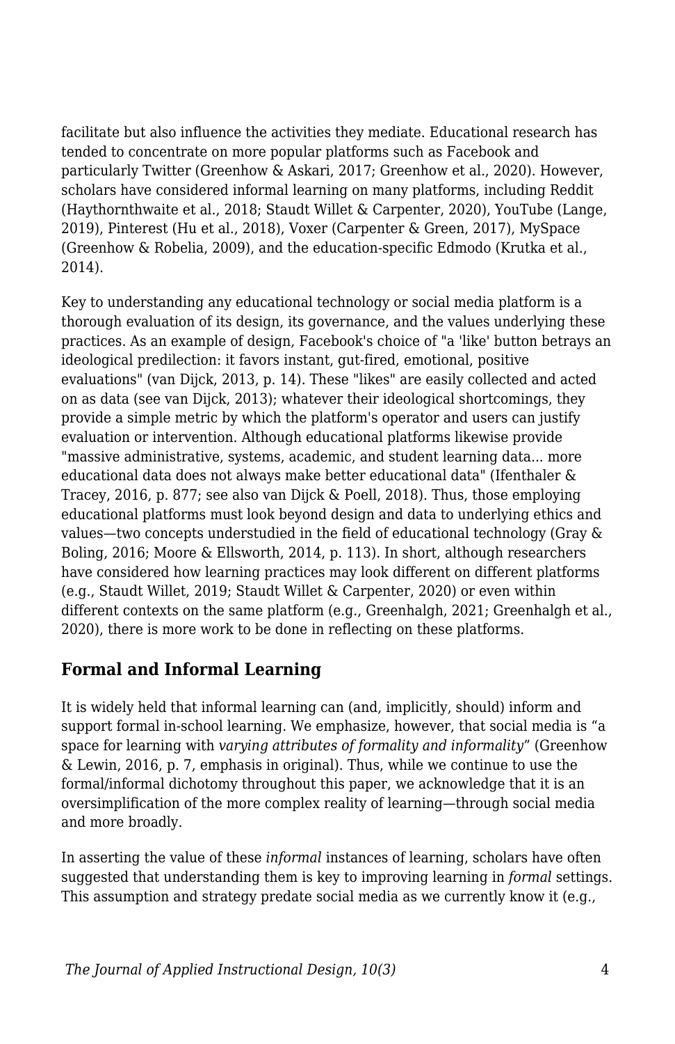facilitate but also influence the activities they mediate. Educational research has tended to concentrate on more popular platforms such as Facebook and particularly Twitter (Greenhow & Askari, 2017; Greenhow et al., 2020). However, scholars have considered informal learning on many platforms, including Reddit (Haythornthwaite et al., 2018; Staudt Willet & Carpenter, 2020), YouTube (Lange, 2019), Pinterest (Hu et al., 2018), Voxer (Carpenter & Green, 2017), MySpace (Greenhow & Robelia, 2009), and the education-specific Edmodo (Krutka et al., 2014).

Key to understanding any educational technology or social media platform is a thorough evaluation of its design, its governance, and the values underlying these practices. As an example of design, Facebook's choice of "a 'like' button betrays an ideological predilection: it favors instant, gut-fired, emotional, positive evaluations" (van Dijck, 2013, p. 14). These "likes" are easily collected and acted on as data (see van Dijck, 2013); whatever their ideological shortcomings, they provide a simple metric by which the platform's operator and users can justify evaluation or intervention. Although educational platforms likewise provide "massive administrative, systems, academic, and student learning data... more educational data does not always make better educational data" (Ifenthaler & Tracey, 2016, p. 877; see also van Dijck & Poell, 2018). Thus, those employing educational platforms must look beyond design and data to underlying ethics and values—two concepts understudied in the field of educational technology (Gray & Boling, 2016; Moore & Ellsworth, 2014, p. 113). In short, although researchers have considered how learning practices may look different on different platforms (e.g., Staudt Willet, 2019; Staudt Willet & Carpenter, 2020) or even within different contexts on the same platform (e.g., Greenhalgh, 2021; Greenhalgh et al., 2020), there is more work to be done in reflecting on these platforms.

## Formal and Informal Learning

It is widely held that informal learning can (and, implicitly, should) inform and support formal in-school learning. We emphasize, however, that social media is "a space for learning with *varying attributes of formality and informality*" (Greenhow & Lewin, 2016, p. 7, emphasis in original). Thus, while we continue to use the formal/informal dichotomy throughout this paper, we acknowledge that it is an oversimplification of the more complex reality of learning—through social media and more broadly.

In asserting the value of these *informal* instances of learning, scholars have often suggested that understanding them is key to improving learning in *formal* settings. This assumption and strategy predate social media as we currently know it (e.g.,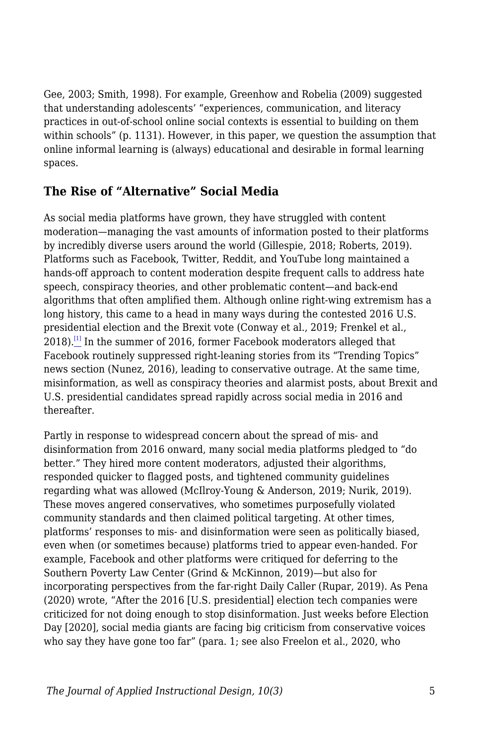Gee, 2003; Smith, 1998). For example, Greenhow and Robelia (2009) suggested that understanding adolescents' "experiences, communication, and literacy practices in out-of-school online social contexts is essential to building on them within schools" (p. 1131). However, in this paper, we question the assumption that online informal learning is (always) educational and desirable in formal learning spaces.

## The Rise of "Alternative" Social Media

As social media platforms have grown, they have struggled with content moderation—managing the vast amounts of information posted to their platforms by incredibly diverse users around the world (Gillespie, 2018; Roberts, 2019). Platforms such as Facebook, Twitter, Reddit, and YouTube long maintained a hands-off approach to content moderation despite frequent calls to address hate speech, conspiracy theories, and other problematic content—and back-end algorithms that often amplified them. Although online right-wing extremism has a long history, this came to a head in many ways during the contested 2016 U.S. presidential election and the Brexit vote (Conway et al., 2019; Frenkel et al., 2018).[1] In the summer of 2016, former Facebook moderators alleged that Facebook routinely suppressed right-leaning stories from its "Trending Topics" news section (Nunez, 2016), leading to conservative outrage. At the same time, misinformation, as well as conspiracy theories and alarmist posts, about Brexit and U.S. presidential candidates spread rapidly across social media in 2016 and thereafter.

Partly in response to widespread concern about the spread of mis- and disinformation from 2016 onward, many social media platforms pledged to "do better." They hired more content moderators, adjusted their algorithms, responded quicker to flagged posts, and tightened community guidelines regarding what was allowed (McIlroy-Young & Anderson, 2019; Nurik, 2019). These moves angered conservatives, who sometimes purposefully violated community standards and then claimed political targeting. At other times, platforms' responses to mis- and disinformation were seen as politically biased, even when (or sometimes because) platforms tried to appear even-handed. For example, Facebook and other platforms were critiqued for deferring to the Southern Poverty Law Center (Grind & McKinnon, 2019)—but also for incorporating perspectives from the far-right Daily Caller (Rupar, 2019). As Pena (2020) wrote, "After the 2016 [U.S. presidential] election tech companies were criticized for not doing enough to stop disinformation. Just weeks before Election Day [2020], social media giants are facing big criticism from conservative voices who say they have gone too far" (para. 1; see also Freelon et al., 2020, who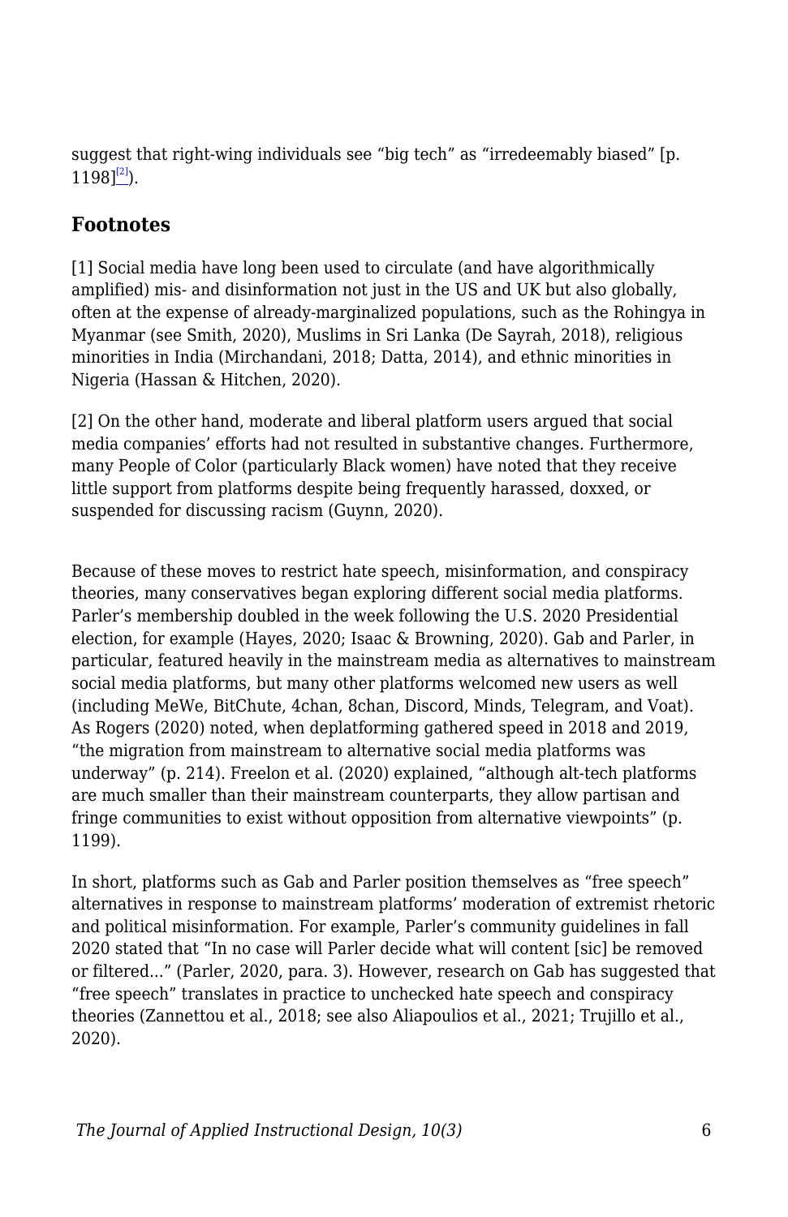suggest that right-wing individuals see “big tech” as “irredeemably biased” [p. 1198][2]).

## Footnotes

[1] Social media have long been used to circulate (and have algorithmically amplified) mis- and disinformation not just in the US and UK but also globally, often at the expense of already-marginalized populations, such as the Rohingya in Myanmar (see Smith, 2020), Muslims in Sri Lanka (De Sayrah, 2018), religious minorities in India (Mirchandani, 2018; Datta, 2014), and ethnic minorities in Nigeria (Hassan & Hitchen, 2020).

[2] On the other hand, moderate and liberal platform users argued that social media companies’ efforts had not resulted in substantive changes. Furthermore, many People of Color (particularly Black women) have noted that they receive little support from platforms despite being frequently harassed, doxxed, or suspended for discussing racism (Guynn, 2020).

Because of these moves to restrict hate speech, misinformation, and conspiracy theories, many conservatives began exploring different social media platforms. Parler’s membership doubled in the week following the U.S. 2020 Presidential election, for example (Hayes, 2020; Isaac & Browning, 2020). Gab and Parler, in particular, featured heavily in the mainstream media as alternatives to mainstream social media platforms, but many other platforms welcomed new users as well (including MeWe, BitChute, 4chan, 8chan, Discord, Minds, Telegram, and Voat). As Rogers (2020) noted, when deplatforming gathered speed in 2018 and 2019, “the migration from mainstream to alternative social media platforms was underway” (p. 214). Freelon et al. (2020) explained, “although alt-tech platforms are much smaller than their mainstream counterparts, they allow partisan and fringe communities to exist without opposition from alternative viewpoints” (p. 1199).

In short, platforms such as Gab and Parler position themselves as “free speech” alternatives in response to mainstream platforms’ moderation of extremist rhetoric and political misinformation. For example, Parler’s community guidelines in fall 2020 stated that “In no case will Parler decide what will content [sic] be removed or filtered…” (Parler, 2020, para. 3). However, research on Gab has suggested that “free speech” translates in practice to unchecked hate speech and conspiracy theories (Zannettou et al., 2018; see also Aliapoulios et al., 2021; Trujillo et al., 2020).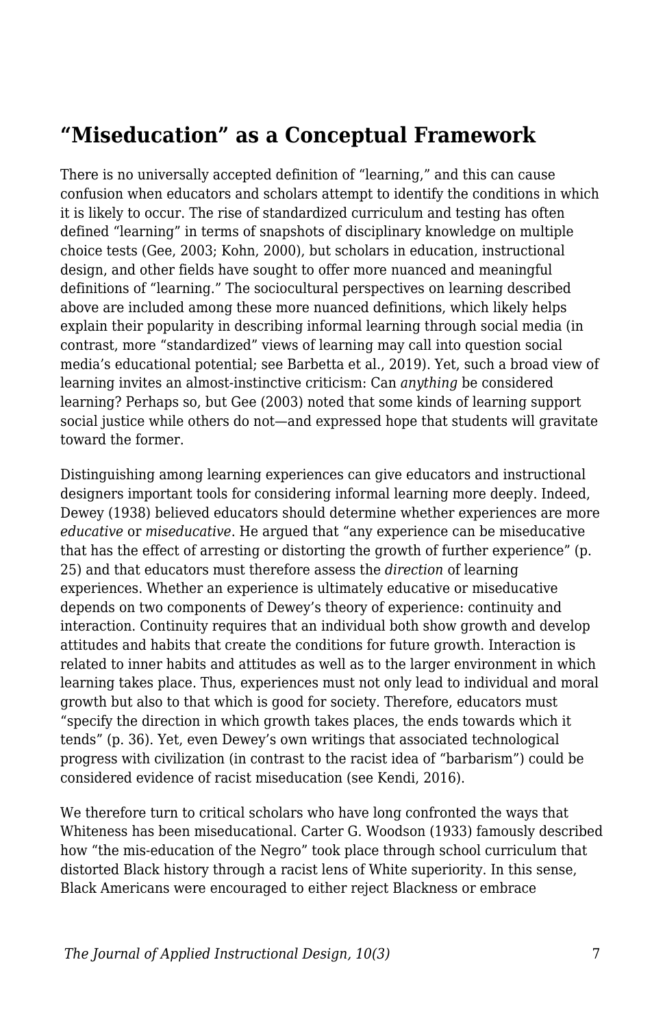## "Miseducation" as a Conceptual Framework

There is no universally accepted definition of "learning," and this can cause confusion when educators and scholars attempt to identify the conditions in which it is likely to occur. The rise of standardized curriculum and testing has often defined "learning" in terms of snapshots of disciplinary knowledge on multiple choice tests (Gee, 2003; Kohn, 2000), but scholars in education, instructional design, and other fields have sought to offer more nuanced and meaningful definitions of "learning." The sociocultural perspectives on learning described above are included among these more nuanced definitions, which likely helps explain their popularity in describing informal learning through social media (in contrast, more "standardized" views of learning may call into question social media's educational potential; see Barbetta et al., 2019). Yet, such a broad view of learning invites an almost-instinctive criticism: Can *anything* be considered learning? Perhaps so, but Gee (2003) noted that some kinds of learning support social justice while others do not—and expressed hope that students will gravitate toward the former.

Distinguishing among learning experiences can give educators and instructional designers important tools for considering informal learning more deeply. Indeed, Dewey (1938) believed educators should determine whether experiences are more *educative* or *miseducative*. He argued that "any experience can be miseducative that has the effect of arresting or distorting the growth of further experience" (p. 25) and that educators must therefore assess the *direction* of learning experiences. Whether an experience is ultimately educative or miseducative depends on two components of Dewey's theory of experience: continuity and interaction. Continuity requires that an individual both show growth and develop attitudes and habits that create the conditions for future growth. Interaction is related to inner habits and attitudes as well as to the larger environment in which learning takes place. Thus, experiences must not only lead to individual and moral growth but also to that which is good for society. Therefore, educators must "specify the direction in which growth takes places, the ends towards which it tends" (p. 36). Yet, even Dewey's own writings that associated technological progress with civilization (in contrast to the racist idea of "barbarism") could be considered evidence of racist miseducation (see Kendi, 2016).

We therefore turn to critical scholars who have long confronted the ways that Whiteness has been miseducational. Carter G. Woodson (1933) famously described how "the mis-education of the Negro" took place through school curriculum that distorted Black history through a racist lens of White superiority. In this sense, Black Americans were encouraged to either reject Blackness or embrace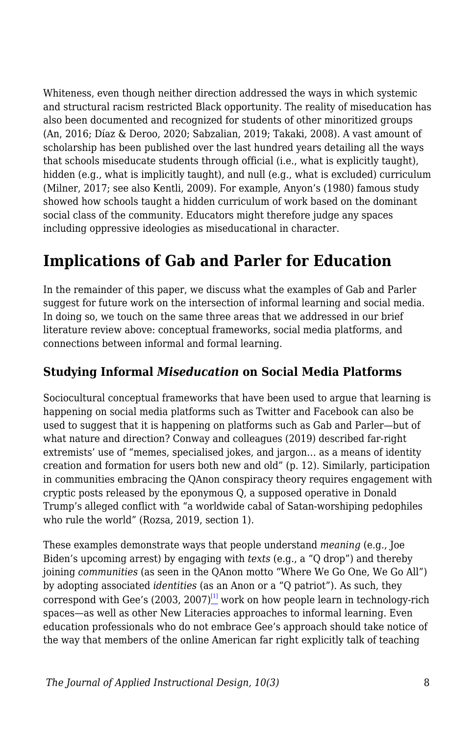Whiteness, even though neither direction addressed the ways in which systemic and structural racism restricted Black opportunity. The reality of miseducation has also been documented and recognized for students of other minoritized groups (An, 2016; Díaz & Deroo, 2020; Sabzalian, 2019; Takaki, 2008). A vast amount of scholarship has been published over the last hundred years detailing all the ways that schools miseducate students through official (i.e., what is explicitly taught), hidden (e.g., what is implicitly taught), and null (e.g., what is excluded) curriculum (Milner, 2017; see also Kentli, 2009). For example, Anyon's (1980) famous study showed how schools taught a hidden curriculum of work based on the dominant social class of the community. Educators might therefore judge any spaces including oppressive ideologies as miseducational in character.

## Implications of Gab and Parler for Education

In the remainder of this paper, we discuss what the examples of Gab and Parler suggest for future work on the intersection of informal learning and social media. In doing so, we touch on the same three areas that we addressed in our brief literature review above: conceptual frameworks, social media platforms, and connections between informal and formal learning.

### Studying Informal *Miseducation* on Social Media Platforms

Sociocultural conceptual frameworks that have been used to argue that learning is happening on social media platforms such as Twitter and Facebook can also be used to suggest that it is happening on platforms such as Gab and Parler—but of what nature and direction? Conway and colleagues (2019) described far-right extremists' use of "memes, specialised jokes, and jargon… as a means of identity creation and formation for users both new and old" (p. 12). Similarly, participation in communities embracing the QAnon conspiracy theory requires engagement with cryptic posts released by the eponymous Q, a supposed operative in Donald Trump's alleged conflict with "a worldwide cabal of Satan-worshiping pedophiles who rule the world" (Rozsa, 2019, section 1).

These examples demonstrate ways that people understand *meaning* (e.g., Joe Biden's upcoming arrest) by engaging with *texts* (e.g., a "Q drop") and thereby joining *communities* (as seen in the QAnon motto "Where We Go One, We Go All") by adopting associated *identities* (as an Anon or a "Q patriot"). As such, they correspond with Gee's (2003, 2007)[1] work on how people learn in technology-rich spaces—as well as other New Literacies approaches to informal learning. Even education professionals who do not embrace Gee's approach should take notice of the way that members of the online American far right explicitly talk of teaching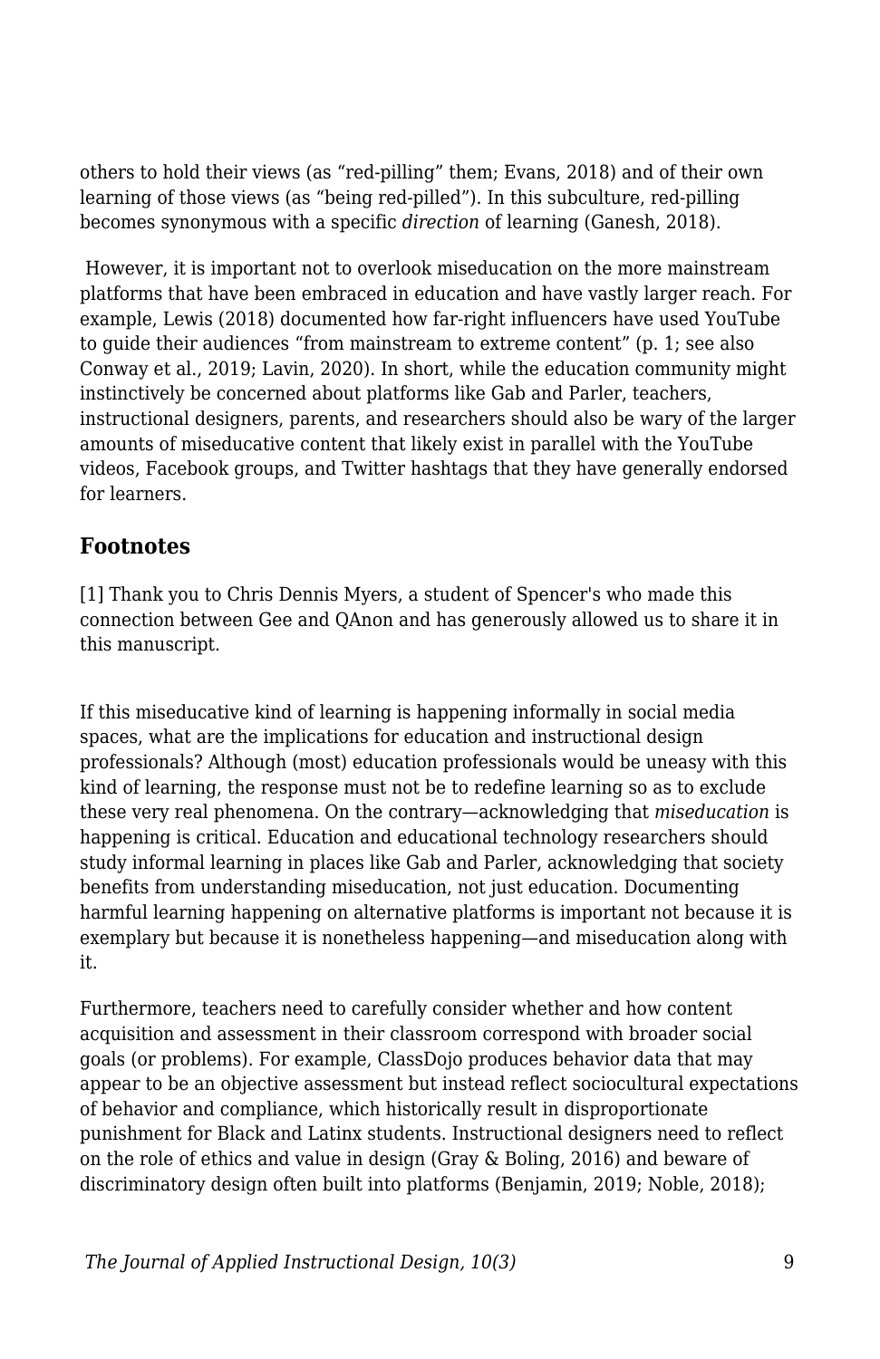others to hold their views (as “red-pilling” them; Evans, 2018) and of their own learning of those views (as “being red-pilled”). In this subculture, red-pilling becomes synonymous with a specific *direction* of learning (Ganesh, 2018).

However, it is important not to overlook miseducation on the more mainstream platforms that have been embraced in education and have vastly larger reach. For example, Lewis (2018) documented how far-right influencers have used YouTube to guide their audiences “from mainstream to extreme content” (p. 1; see also Conway et al., 2019; Lavin, 2020). In short, while the education community might instinctively be concerned about platforms like Gab and Parler, teachers, instructional designers, parents, and researchers should also be wary of the larger amounts of miseducative content that likely exist in parallel with the YouTube videos, Facebook groups, and Twitter hashtags that they have generally endorsed for learners.

### Footnotes

[1] Thank you to Chris Dennis Myers, a student of Spencer's who made this connection between Gee and QAnon and has generously allowed us to share it in this manuscript.

If this miseducative kind of learning is happening informally in social media spaces, what are the implications for education and instructional design professionals? Although (most) education professionals would be uneasy with this kind of learning, the response must not be to redefine learning so as to exclude these very real phenomena. On the contrary—acknowledging that *miseducation* is happening is critical. Education and educational technology researchers should study informal learning in places like Gab and Parler, acknowledging that society benefits from understanding miseducation, not just education. Documenting harmful learning happening on alternative platforms is important not because it is exemplary but because it is nonetheless happening—and miseducation along with it.

Furthermore, teachers need to carefully consider whether and how content acquisition and assessment in their classroom correspond with broader social goals (or problems). For example, ClassDojo produces behavior data that may appear to be an objective assessment but instead reflect sociocultural expectations of behavior and compliance, which historically result in disproportionate punishment for Black and Latinx students. Instructional designers need to reflect on the role of ethics and value in design (Gray & Boling, 2016) and beware of discriminatory design often built into platforms (Benjamin, 2019; Noble, 2018);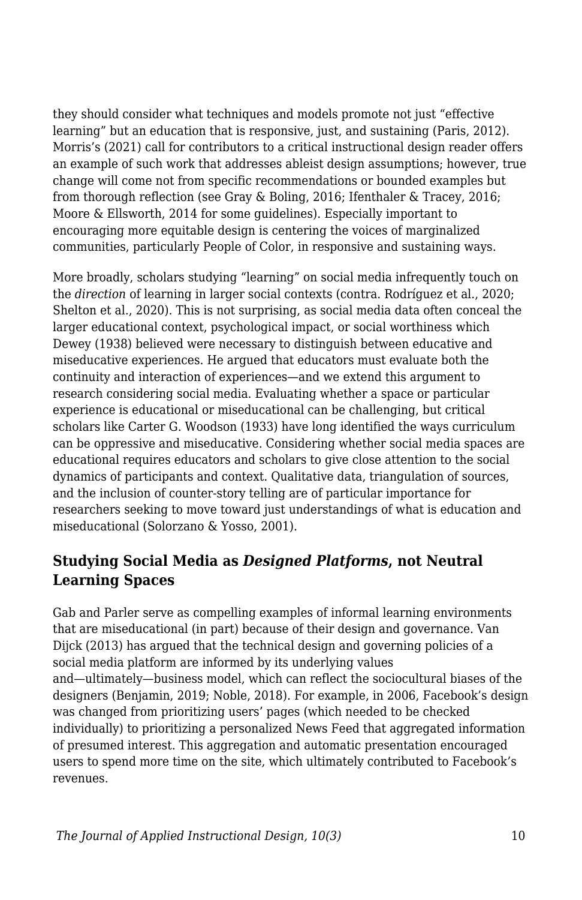they should consider what techniques and models promote not just "effective learning" but an education that is responsive, just, and sustaining (Paris, 2012). Morris's (2021) call for contributors to a critical instructional design reader offers an example of such work that addresses ableist design assumptions; however, true change will come not from specific recommendations or bounded examples but from thorough reflection (see Gray & Boling, 2016; Ifenthaler & Tracey, 2016; Moore & Ellsworth, 2014 for some guidelines). Especially important to encouraging more equitable design is centering the voices of marginalized communities, particularly People of Color, in responsive and sustaining ways.

More broadly, scholars studying "learning" on social media infrequently touch on the *direction* of learning in larger social contexts (contra. Rodríguez et al., 2020; Shelton et al., 2020). This is not surprising, as social media data often conceal the larger educational context, psychological impact, or social worthiness which Dewey (1938) believed were necessary to distinguish between educative and miseducative experiences. He argued that educators must evaluate both the continuity and interaction of experiences—and we extend this argument to research considering social media. Evaluating whether a space or particular experience is educational or miseducational can be challenging, but critical scholars like Carter G. Woodson (1933) have long identified the ways curriculum can be oppressive and miseducative. Considering whether social media spaces are educational requires educators and scholars to give close attention to the social dynamics of participants and context. Qualitative data, triangulation of sources, and the inclusion of counter-story telling are of particular importance for researchers seeking to move toward just understandings of what is education and miseducational (Solorzano & Yosso, 2001).

## Studying Social Media as *Designed Platforms*, not Neutral Learning Spaces

Gab and Parler serve as compelling examples of informal learning environments that are miseducational (in part) because of their design and governance. Van Dijck (2013) has argued that the technical design and governing policies of a social media platform are informed by its underlying values and—ultimately—business model, which can reflect the sociocultural biases of the designers (Benjamin, 2019; Noble, 2018). For example, in 2006, Facebook's design was changed from prioritizing users' pages (which needed to be checked individually) to prioritizing a personalized News Feed that aggregated information of presumed interest. This aggregation and automatic presentation encouraged users to spend more time on the site, which ultimately contributed to Facebook's revenues.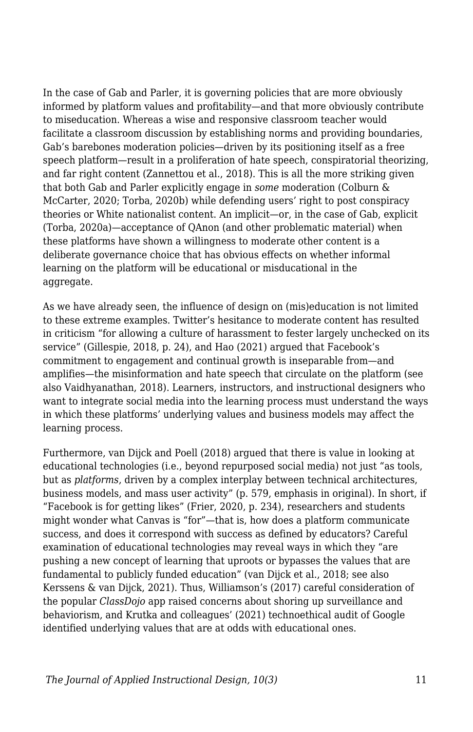In the case of Gab and Parler, it is governing policies that are more obviously informed by platform values and profitability—and that more obviously contribute to miseducation. Whereas a wise and responsive classroom teacher would facilitate a classroom discussion by establishing norms and providing boundaries, Gab's barebones moderation policies—driven by its positioning itself as a free speech platform—result in a proliferation of hate speech, conspiratorial theorizing, and far right content (Zannettou et al., 2018). This is all the more striking given that both Gab and Parler explicitly engage in *some* moderation (Colburn & McCarter, 2020; Torba, 2020b) while defending users' right to post conspiracy theories or White nationalist content. An implicit—or, in the case of Gab, explicit (Torba, 2020a)—acceptance of QAnon (and other problematic material) when these platforms have shown a willingness to moderate other content is a deliberate governance choice that has obvious effects on whether informal learning on the platform will be educational or misducational in the aggregate.

As we have already seen, the influence of design on (mis)education is not limited to these extreme examples. Twitter's hesitance to moderate content has resulted in criticism "for allowing a culture of harassment to fester largely unchecked on its service" (Gillespie, 2018, p. 24), and Hao (2021) argued that Facebook's commitment to engagement and continual growth is inseparable from—and amplifies—the misinformation and hate speech that circulate on the platform (see also Vaidhyanathan, 2018). Learners, instructors, and instructional designers who want to integrate social media into the learning process must understand the ways in which these platforms' underlying values and business models may affect the learning process.

Furthermore, van Dijck and Poell (2018) argued that there is value in looking at educational technologies (i.e., beyond repurposed social media) not just "as tools, but as *platforms*, driven by a complex interplay between technical architectures, business models, and mass user activity" (p. 579, emphasis in original). In short, if "Facebook is for getting likes" (Frier, 2020, p. 234), researchers and students might wonder what Canvas is "for"—that is, how does a platform communicate success, and does it correspond with success as defined by educators? Careful examination of educational technologies may reveal ways in which they "are pushing a new concept of learning that uproots or bypasses the values that are fundamental to publicly funded education" (van Dijck et al., 2018; see also Kerssens & van Dijck, 2021). Thus, Williamson's (2017) careful consideration of the popular *ClassDojo* app raised concerns about shoring up surveillance and behaviorism, and Krutka and colleagues' (2021) technoethical audit of Google identified underlying values that are at odds with educational ones.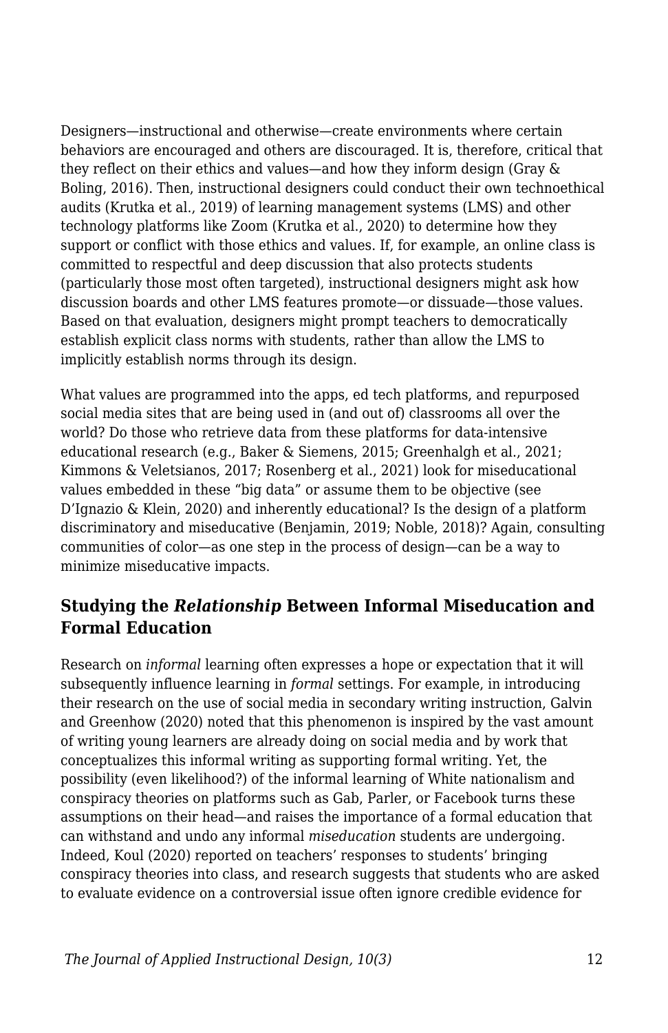Designers—instructional and otherwise—create environments where certain behaviors are encouraged and others are discouraged. It is, therefore, critical that they reflect on their ethics and values—and how they inform design (Gray & Boling, 2016). Then, instructional designers could conduct their own technoethical audits (Krutka et al., 2019) of learning management systems (LMS) and other technology platforms like Zoom (Krutka et al., 2020) to determine how they support or conflict with those ethics and values. If, for example, an online class is committed to respectful and deep discussion that also protects students (particularly those most often targeted), instructional designers might ask how discussion boards and other LMS features promote—or dissuade—those values. Based on that evaluation, designers might prompt teachers to democratically establish explicit class norms with students, rather than allow the LMS to implicitly establish norms through its design.

What values are programmed into the apps, ed tech platforms, and repurposed social media sites that are being used in (and out of) classrooms all over the world? Do those who retrieve data from these platforms for data-intensive educational research (e.g., Baker & Siemens, 2015; Greenhalgh et al., 2021; Kimmons & Veletsianos, 2017; Rosenberg et al., 2021) look for miseducational values embedded in these "big data" or assume them to be objective (see D'Ignazio & Klein, 2020) and inherently educational? Is the design of a platform discriminatory and miseducative (Benjamin, 2019; Noble, 2018)? Again, consulting communities of color—as one step in the process of design—can be a way to minimize miseducative impacts.

## Studying the *Relationship* Between Informal Miseducation and Formal Education

Research on *informal* learning often expresses a hope or expectation that it will subsequently influence learning in *formal* settings. For example, in introducing their research on the use of social media in secondary writing instruction, Galvin and Greenhow (2020) noted that this phenomenon is inspired by the vast amount of writing young learners are already doing on social media and by work that conceptualizes this informal writing as supporting formal writing. Yet, the possibility (even likelihood?) of the informal learning of White nationalism and conspiracy theories on platforms such as Gab, Parler, or Facebook turns these assumptions on their head—and raises the importance of a formal education that can withstand and undo any informal *miseducation* students are undergoing. Indeed, Koul (2020) reported on teachers' responses to students' bringing conspiracy theories into class, and research suggests that students who are asked to evaluate evidence on a controversial issue often ignore credible evidence for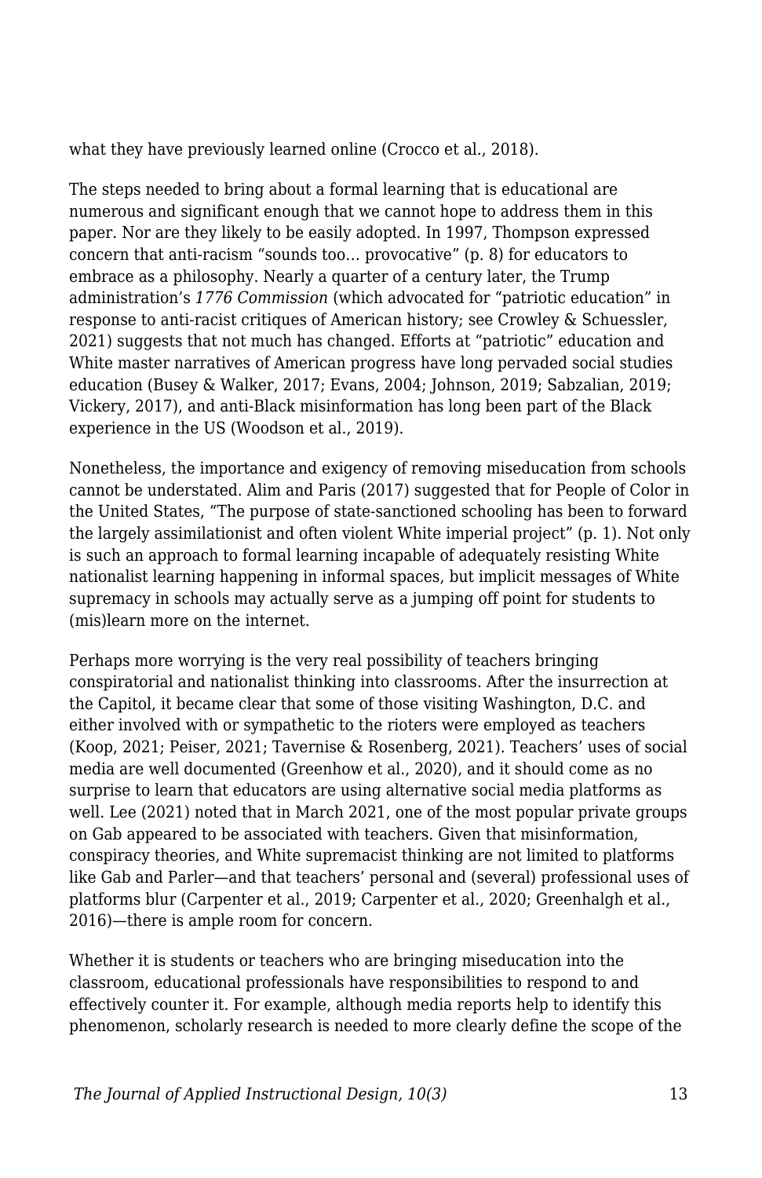what they have previously learned online (Crocco et al., 2018).

The steps needed to bring about a formal learning that is educational are numerous and significant enough that we cannot hope to address them in this paper. Nor are they likely to be easily adopted. In 1997, Thompson expressed concern that anti-racism "sounds too… provocative" (p. 8) for educators to embrace as a philosophy. Nearly a quarter of a century later, the Trump administration's *1776 Commission* (which advocated for "patriotic education" in response to anti-racist critiques of American history; see Crowley & Schuessler, 2021) suggests that not much has changed. Efforts at "patriotic" education and White master narratives of American progress have long pervaded social studies education (Busey & Walker, 2017; Evans, 2004; Johnson, 2019; Sabzalian, 2019; Vickery, 2017), and anti-Black misinformation has long been part of the Black experience in the US (Woodson et al., 2019).

Nonetheless, the importance and exigency of removing miseducation from schools cannot be understated. Alim and Paris (2017) suggested that for People of Color in the United States, "The purpose of state-sanctioned schooling has been to forward the largely assimilationist and often violent White imperial project" (p. 1). Not only is such an approach to formal learning incapable of adequately resisting White nationalist learning happening in informal spaces, but implicit messages of White supremacy in schools may actually serve as a jumping off point for students to (mis)learn more on the internet.

Perhaps more worrying is the very real possibility of teachers bringing conspiratorial and nationalist thinking into classrooms. After the insurrection at the Capitol, it became clear that some of those visiting Washington, D.C. and either involved with or sympathetic to the rioters were employed as teachers (Koop, 2021; Peiser, 2021; Tavernise & Rosenberg, 2021). Teachers' uses of social media are well documented (Greenhow et al., 2020), and it should come as no surprise to learn that educators are using alternative social media platforms as well. Lee (2021) noted that in March 2021, one of the most popular private groups on Gab appeared to be associated with teachers. Given that misinformation, conspiracy theories, and White supremacist thinking are not limited to platforms like Gab and Parler—and that teachers' personal and (several) professional uses of platforms blur (Carpenter et al., 2019; Carpenter et al., 2020; Greenhalgh et al., 2016)—there is ample room for concern.

Whether it is students or teachers who are bringing miseducation into the classroom, educational professionals have responsibilities to respond to and effectively counter it. For example, although media reports help to identify this phenomenon, scholarly research is needed to more clearly define the scope of the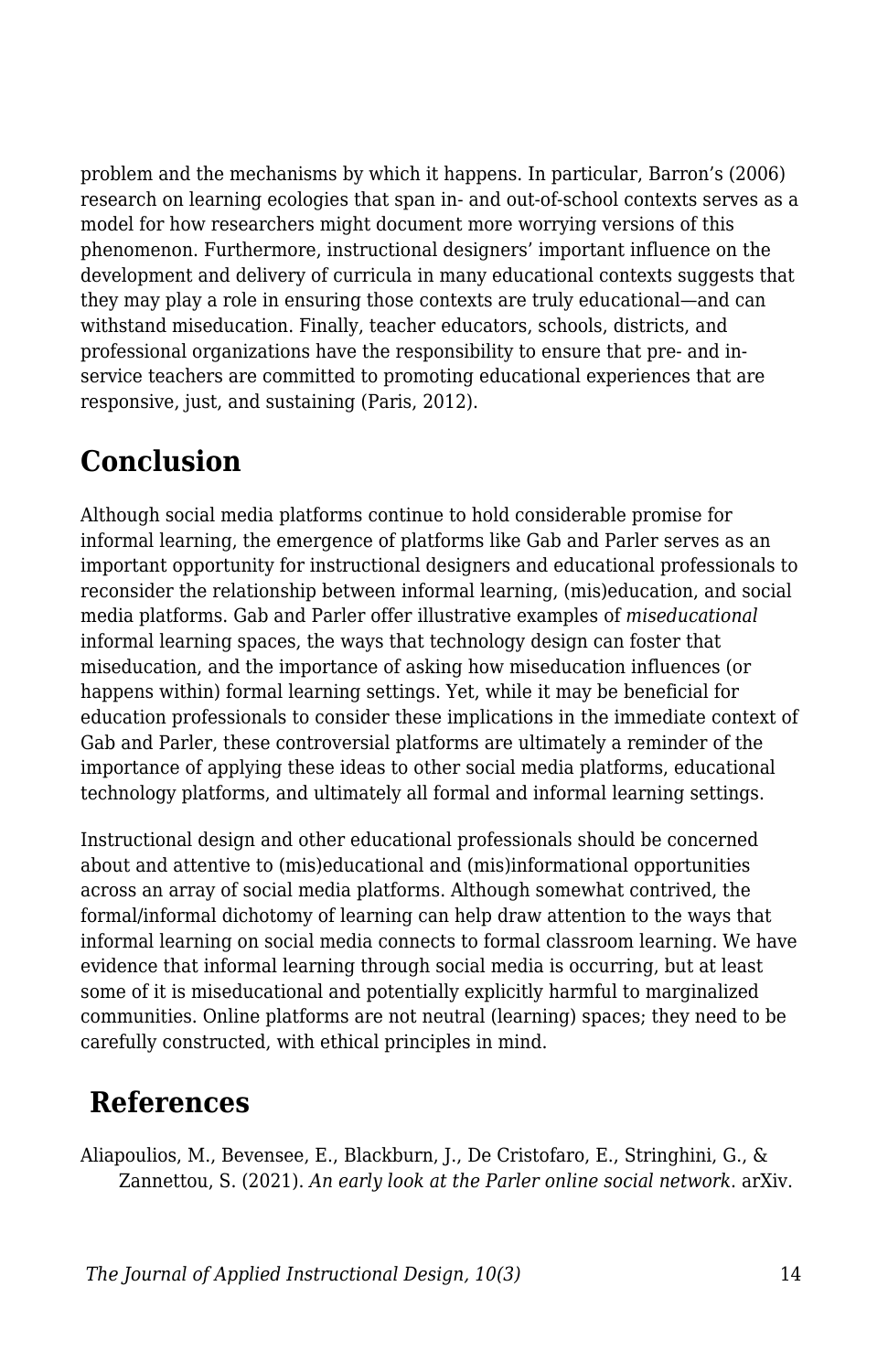problem and the mechanisms by which it happens. In particular, Barron's (2006) research on learning ecologies that span in- and out-of-school contexts serves as a model for how researchers might document more worrying versions of this phenomenon. Furthermore, instructional designers' important influence on the development and delivery of curricula in many educational contexts suggests that they may play a role in ensuring those contexts are truly educational—and can withstand miseducation. Finally, teacher educators, schools, districts, and professional organizations have the responsibility to ensure that pre- and in-service teachers are committed to promoting educational experiences that are responsive, just, and sustaining (Paris, 2012).

## Conclusion

Although social media platforms continue to hold considerable promise for informal learning, the emergence of platforms like Gab and Parler serves as an important opportunity for instructional designers and educational professionals to reconsider the relationship between informal learning, (mis)education, and social media platforms. Gab and Parler offer illustrative examples of *miseducational* informal learning spaces, the ways that technology design can foster that miseducation, and the importance of asking how miseducation influences (or happens within) formal learning settings. Yet, while it may be beneficial for education professionals to consider these implications in the immediate context of Gab and Parler, these controversial platforms are ultimately a reminder of the importance of applying these ideas to other social media platforms, educational technology platforms, and ultimately all formal and informal learning settings.

Instructional design and other educational professionals should be concerned about and attentive to (mis)educational and (mis)informational opportunities across an array of social media platforms. Although somewhat contrived, the formal/informal dichotomy of learning can help draw attention to the ways that informal learning on social media connects to formal classroom learning. We have evidence that informal learning through social media is occurring, but at least some of it is miseducational and potentially explicitly harmful to marginalized communities. Online platforms are not neutral (learning) spaces; they need to be carefully constructed, with ethical principles in mind.

## References

Aliapoulios, M., Bevensee, E., Blackburn, J., De Cristofaro, E., Stringhini, G., & Zannettou, S. (2021). *An early look at the Parler online social network*. arXiv.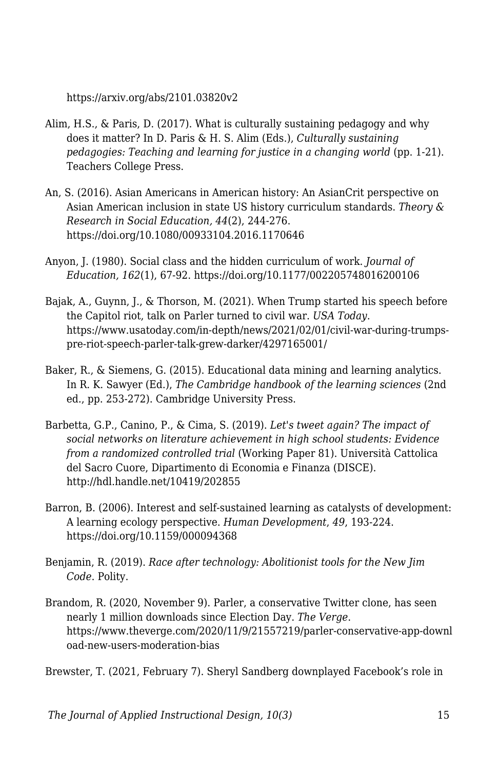https://arxiv.org/abs/2101.03820v2

Alim, H.S., & Paris, D. (2017). What is culturally sustaining pedagogy and why does it matter? In D. Paris & H. S. Alim (Eds.), *Culturally sustaining pedagogies: Teaching and learning for justice in a changing world* (pp. 1-21). Teachers College Press.

An, S. (2016). Asian Americans in American history: An AsianCrit perspective on Asian American inclusion in state US history curriculum standards. *Theory & Research in Social Education, 44*(2), 244-276. https://doi.org/10.1080/00933104.2016.1170646

Anyon, J. (1980). Social class and the hidden curriculum of work. *Journal of Education, 162*(1), 67-92. https://doi.org/10.1177/002205748016200106

Bajak, A., Guynn, J., & Thorson, M. (2021). When Trump started his speech before the Capitol riot, talk on Parler turned to civil war. *USA Today*. https://www.usatoday.com/in-depth/news/2021/02/01/civil-war-during-trumps-pre-riot-speech-parler-talk-grew-darker/4297165001/

Baker, R., & Siemens, G. (2015). Educational data mining and learning analytics. In R. K. Sawyer (Ed.), *The Cambridge handbook of the learning sciences* (2nd ed., pp. 253-272). Cambridge University Press.

Barbetta, G.P., Canino, P., & Cima, S. (2019). *Let's tweet again? The impact of social networks on literature achievement in high school students: Evidence from a randomized controlled trial* (Working Paper 81). Università Cattolica del Sacro Cuore, Dipartimento di Economia e Finanza (DISCE). http://hdl.handle.net/10419/202855

Barron, B. (2006). Interest and self-sustained learning as catalysts of development: A learning ecology perspective. *Human Development, 49*, 193-224. https://doi.org/10.1159/000094368

Benjamin, R. (2019). *Race after technology: Abolitionist tools for the New Jim Code*. Polity.

Brandom, R. (2020, November 9). Parler, a conservative Twitter clone, has seen nearly 1 million downloads since Election Day. *The Verge*. https://www.theverge.com/2020/11/9/21557219/parler-conservative-app-download-new-users-moderation-bias

Brewster, T. (2021, February 7). Sheryl Sandberg downplayed Facebook's role in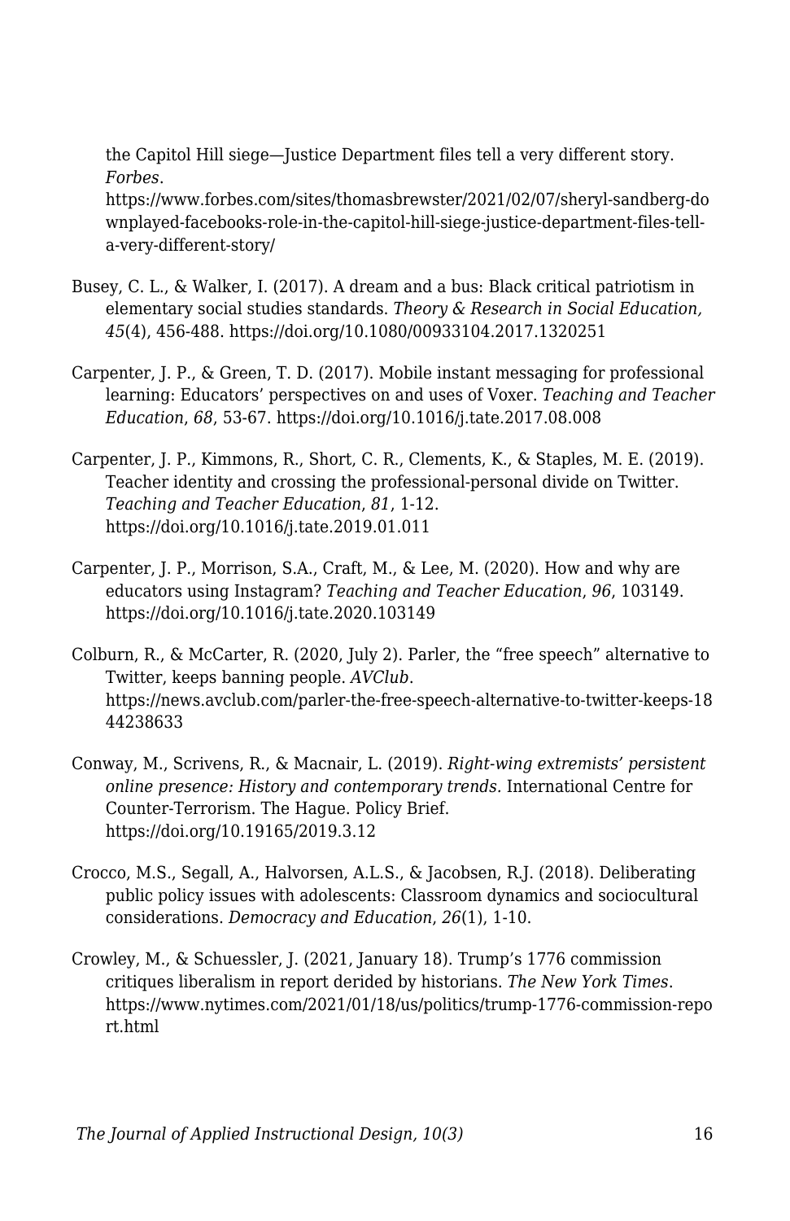the Capitol Hill siege—Justice Department files tell a very different story. *Forbes*. https://www.forbes.com/sites/thomasbrewster/2021/02/07/sheryl-sandberg-downplayed-facebooks-role-in-the-capitol-hill-siege-justice-department-files-tell-a-very-different-story/

Busey, C. L., & Walker, I. (2017). A dream and a bus: Black critical patriotism in elementary social studies standards. *Theory & Research in Social Education, 45*(4), 456-488. https://doi.org/10.1080/00933104.2017.1320251

Carpenter, J. P., & Green, T. D. (2017). Mobile instant messaging for professional learning: Educators' perspectives on and uses of Voxer. *Teaching and Teacher Education*, *68*, 53-67. https://doi.org/10.1016/j.tate.2017.08.008

Carpenter, J. P., Kimmons, R., Short, C. R., Clements, K., & Staples, M. E. (2019). Teacher identity and crossing the professional-personal divide on Twitter. *Teaching and Teacher Education*, *81*, 1-12. https://doi.org/10.1016/j.tate.2019.01.011

Carpenter, J. P., Morrison, S.A., Craft, M., & Lee, M. (2020). How and why are educators using Instagram? *Teaching and Teacher Education*, *96*, 103149. https://doi.org/10.1016/j.tate.2020.103149

Colburn, R., & McCarter, R. (2020, July 2). Parler, the "free speech" alternative to Twitter, keeps banning people. *AVClub*. https://news.avclub.com/parler-the-free-speech-alternative-to-twitter-keeps-1844238633

Conway, M., Scrivens, R., & Macnair, L. (2019). *Right-wing extremists' persistent online presence: History and contemporary trends.* International Centre for Counter-Terrorism. The Hague. Policy Brief. https://doi.org/10.19165/2019.3.12

Crocco, M.S., Segall, A., Halvorsen, A.L.S., & Jacobsen, R.J. (2018). Deliberating public policy issues with adolescents: Classroom dynamics and sociocultural considerations. *Democracy and Education*, *26*(1), 1-10.

Crowley, M., & Schuessler, J. (2021, January 18). Trump's 1776 commission critiques liberalism in report derided by historians. *The New York Times*. https://www.nytimes.com/2021/01/18/us/politics/trump-1776-commission-report.html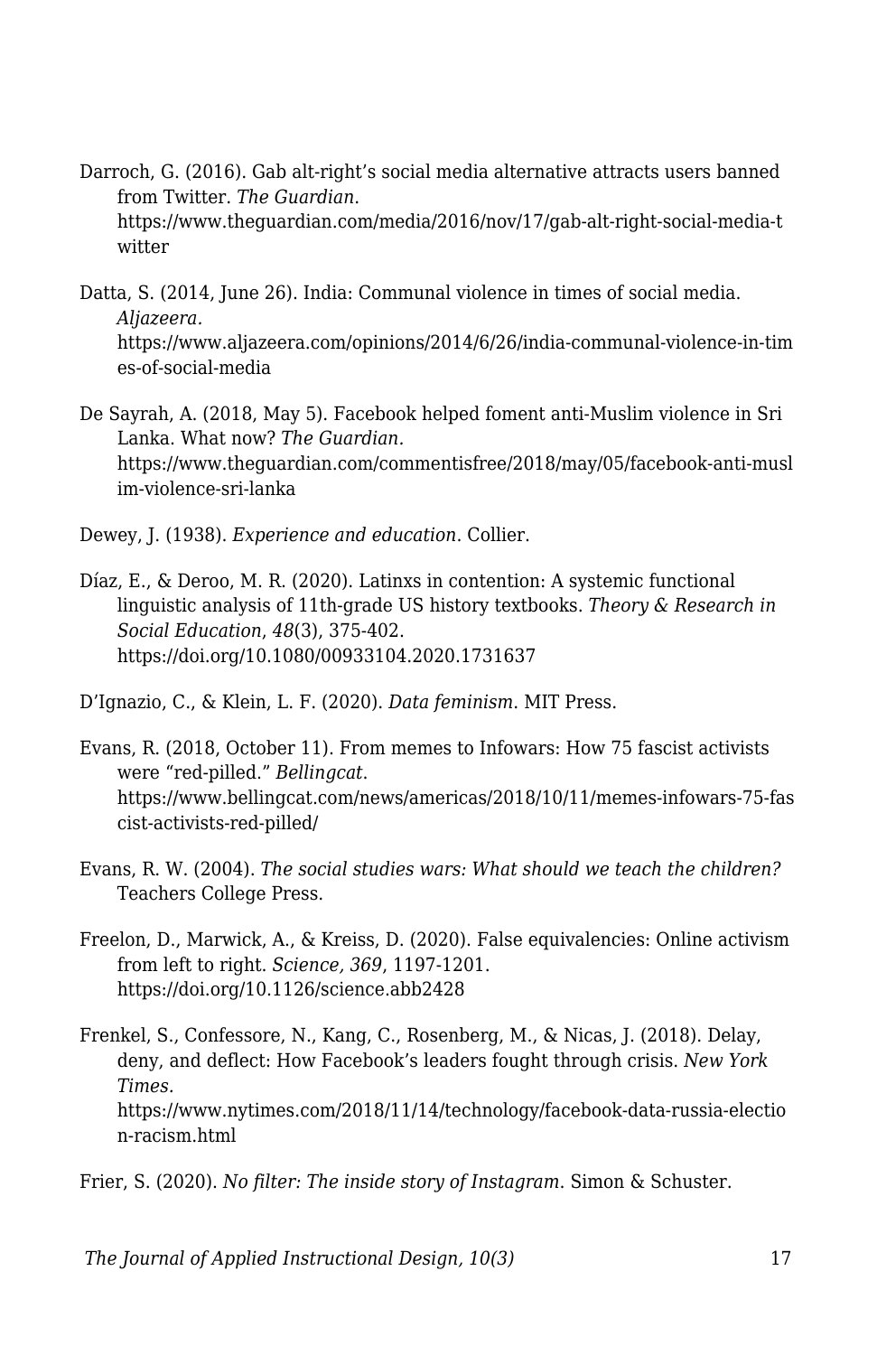Darroch, G. (2016). Gab alt-right's social media alternative attracts users banned from Twitter. *The Guardian*. https://www.theguardian.com/media/2016/nov/17/gab-alt-right-social-media-twitter

Datta, S. (2014, June 26). India: Communal violence in times of social media. *Aljazeera.* https://www.aljazeera.com/opinions/2014/6/26/india-communal-violence-in-times-of-social-media

De Sayrah, A. (2018, May 5). Facebook helped foment anti-Muslim violence in Sri Lanka. What now? *The Guardian.* https://www.theguardian.com/commentisfree/2018/may/05/facebook-anti-muslim-violence-sri-lanka

Dewey, J. (1938). *Experience and education*. Collier.

Díaz, E., & Deroo, M. R. (2020). Latinxs in contention: A systemic functional linguistic analysis of 11th-grade US history textbooks. *Theory & Research in Social Education*, *48*(3), 375-402. https://doi.org/10.1080/00933104.2020.1731637

D'Ignazio, C., & Klein, L. F. (2020). *Data feminism*. MIT Press.

Evans, R. (2018, October 11). From memes to Infowars: How 75 fascist activists were "red-pilled." *Bellingcat.* https://www.bellingcat.com/news/americas/2018/10/11/memes-infowars-75-fascist-activists-red-pilled/

Evans, R. W. (2004). *The social studies wars: What should we teach the children?* Teachers College Press.

Freelon, D., Marwick, A., & Kreiss, D. (2020). False equivalencies: Online activism from left to right. *Science, 369*, 1197-1201. https://doi.org/10.1126/science.abb2428

Frenkel, S., Confessore, N., Kang, C., Rosenberg, M., & Nicas, J. (2018). Delay, deny, and deflect: How Facebook's leaders fought through crisis. *New York Times.* https://www.nytimes.com/2018/11/14/technology/facebook-data-russia-election-racism.html

Frier, S. (2020). *No filter: The inside story of Instagram.* Simon & Schuster.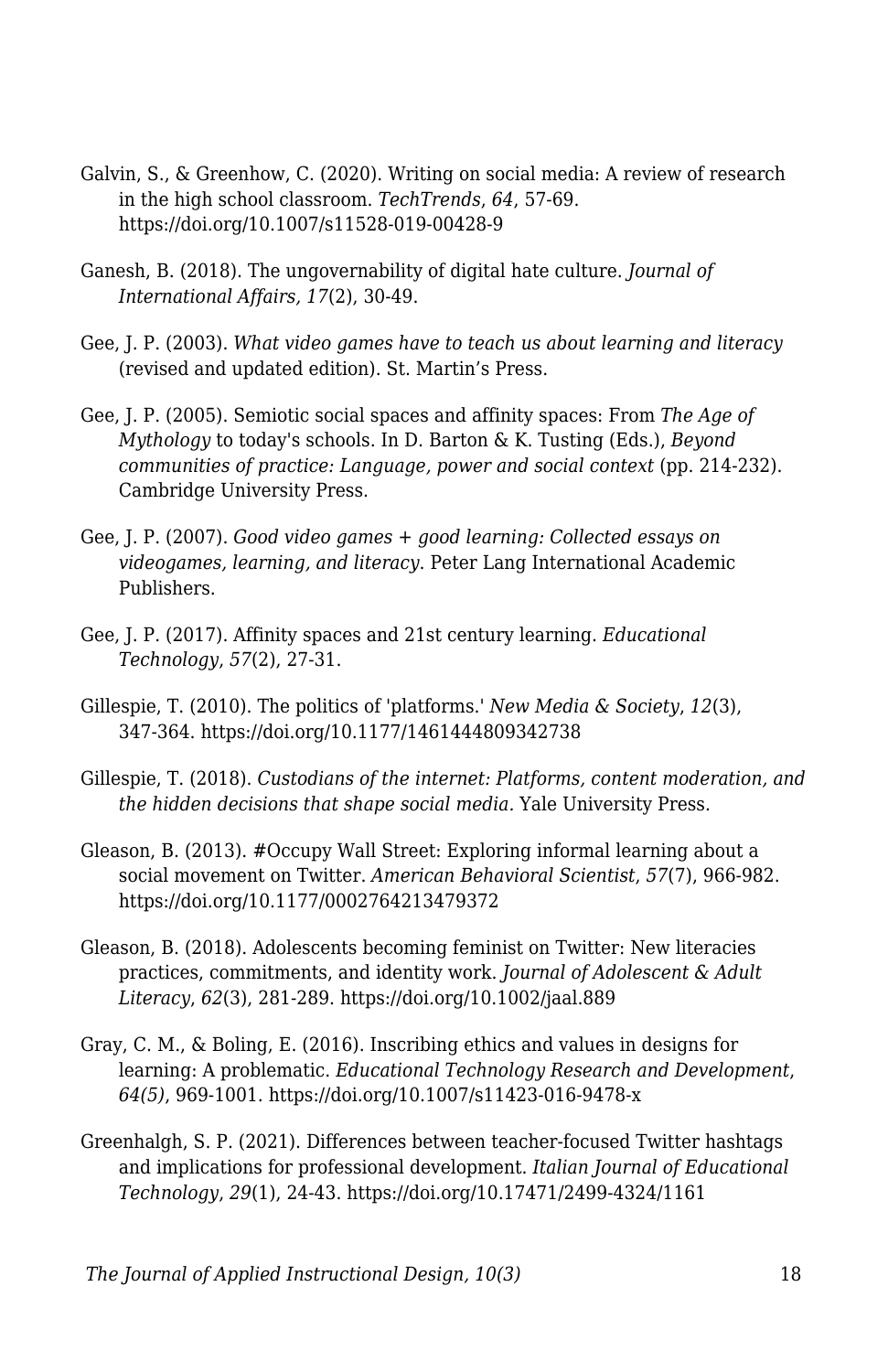Galvin, S., & Greenhow, C. (2020). Writing on social media: A review of research in the high school classroom. *TechTrends*, *64*, 57-69. https://doi.org/10.1007/s11528-019-00428-9

Ganesh, B. (2018). The ungovernability of digital hate culture. *Journal of International Affairs, 17*(2), 30-49.

Gee, J. P. (2003). *What video games have to teach us about learning and literacy* (revised and updated edition). St. Martin's Press.

Gee, J. P. (2005). Semiotic social spaces and affinity spaces: From *The Age of Mythology* to today's schools. In D. Barton & K. Tusting (Eds.), *Beyond communities of practice: Language, power and social context* (pp. 214-232). Cambridge University Press.

Gee, J. P. (2007). *Good video games + good learning: Collected essays on videogames, learning, and literacy*. Peter Lang International Academic Publishers.

Gee, J. P. (2017). Affinity spaces and 21st century learning. *Educational Technology*, *57*(2), 27-31.

Gillespie, T. (2010). The politics of 'platforms.' *New Media & Society*, *12*(3), 347-364. https://doi.org/10.1177/1461444809342738

Gillespie, T. (2018). *Custodians of the internet: Platforms, content moderation, and the hidden decisions that shape social media.* Yale University Press.

Gleason, B. (2013). #Occupy Wall Street: Exploring informal learning about a social movement on Twitter. *American Behavioral Scientist*, *57*(7), 966-982. https://doi.org/10.1177/0002764213479372

Gleason, B. (2018). Adolescents becoming feminist on Twitter: New literacies practices, commitments, and identity work. *Journal of Adolescent & Adult Literacy*, *62*(3), 281-289. https://doi.org/10.1002/jaal.889

Gray, C. M., & Boling, E. (2016). Inscribing ethics and values in designs for learning: A problematic. *Educational Technology Research and Development*, *64(5)*, 969-1001. https://doi.org/10.1007/s11423-016-9478-x

Greenhalgh, S. P. (2021). Differences between teacher-focused Twitter hashtags and implications for professional development. *Italian Journal of Educational Technology*, *29*(1), 24-43. https://doi.org/10.17471/2499-4324/1161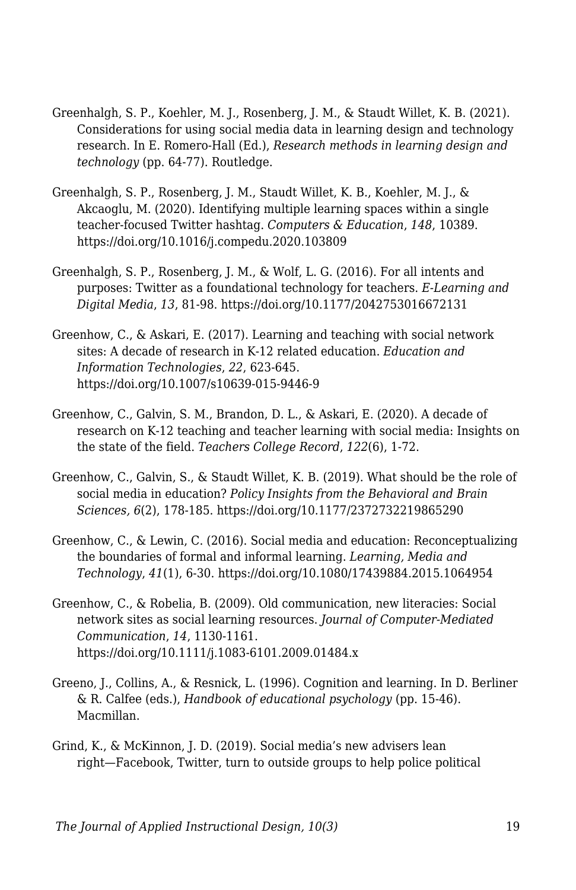Greenhalgh, S. P., Koehler, M. J., Rosenberg, J. M., & Staudt Willet, K. B. (2021). Considerations for using social media data in learning design and technology research. In E. Romero-Hall (Ed.), *Research methods in learning design and technology* (pp. 64-77). Routledge.

Greenhalgh, S. P., Rosenberg, J. M., Staudt Willet, K. B., Koehler, M. J., & Akcaoglu, M. (2020). Identifying multiple learning spaces within a single teacher-focused Twitter hashtag. *Computers & Education*, *148*, 10389. https://doi.org/10.1016/j.compedu.2020.103809

Greenhalgh, S. P., Rosenberg, J. M., & Wolf, L. G. (2016). For all intents and purposes: Twitter as a foundational technology for teachers. *E-Learning and Digital Media*, *13*, 81-98. https://doi.org/10.1177/2042753016672131

Greenhow, C., & Askari, E. (2017). Learning and teaching with social network sites: A decade of research in K-12 related education. *Education and Information Technologies*, *22*, 623-645. https://doi.org/10.1007/s10639-015-9446-9

Greenhow, C., Galvin, S. M., Brandon, D. L., & Askari, E. (2020). A decade of research on K-12 teaching and teacher learning with social media: Insights on the state of the field. *Teachers College Record*, *122*(6), 1-72.

Greenhow, C., Galvin, S., & Staudt Willet, K. B. (2019). What should be the role of social media in education? *Policy Insights from the Behavioral and Brain Sciences, 6*(2), 178-185. https://doi.org/10.1177/2372732219865290

Greenhow, C., & Lewin, C. (2016). Social media and education: Reconceptualizing the boundaries of formal and informal learning. *Learning, Media and Technology*, *41*(1), 6-30. https://doi.org/10.1080/17439884.2015.1064954

Greenhow, C., & Robelia, B. (2009). Old communication, new literacies: Social network sites as social learning resources. *Journal of Computer-Mediated Communication*, *14*, 1130-1161. https://doi.org/10.1111/j.1083-6101.2009.01484.x

Greeno, J., Collins, A., & Resnick, L. (1996). Cognition and learning. In D. Berliner & R. Calfee (eds.), *Handbook of educational psychology* (pp. 15-46). Macmillan.

Grind, K., & McKinnon, J. D. (2019). Social media's new advisers lean right—Facebook, Twitter, turn to outside groups to help police political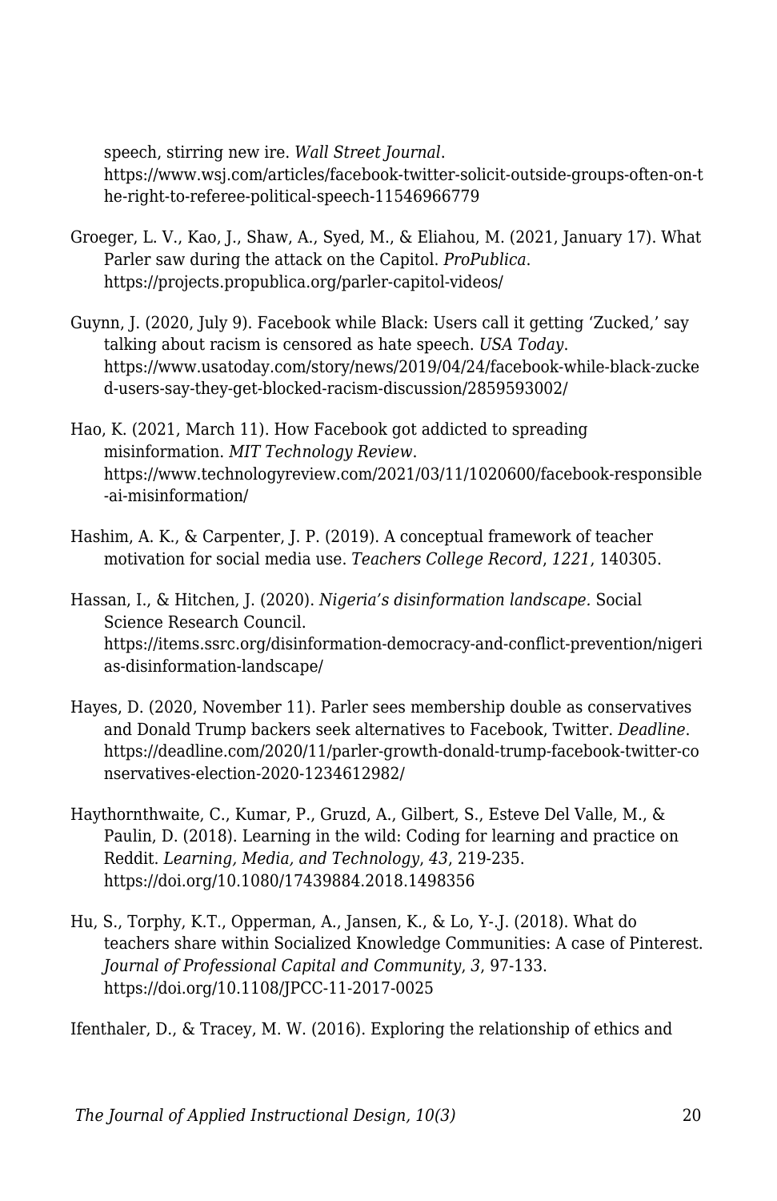speech, stirring new ire. *Wall Street Journal*. https://www.wsj.com/articles/facebook-twitter-solicit-outside-groups-often-on-the-right-to-referee-political-speech-11546966779

Groeger, L. V., Kao, J., Shaw, A., Syed, M., & Eliahou, M. (2021, January 17). What Parler saw during the attack on the Capitol. *ProPublica*. https://projects.propublica.org/parler-capitol-videos/

Guynn, J. (2020, July 9). Facebook while Black: Users call it getting 'Zucked,' say talking about racism is censored as hate speech. *USA Today*. https://www.usatoday.com/story/news/2019/04/24/facebook-while-black-zucked-users-say-they-get-blocked-racism-discussion/2859593002/

Hao, K. (2021, March 11). How Facebook got addicted to spreading misinformation. *MIT Technology Review*. https://www.technologyreview.com/2021/03/11/1020600/facebook-responsible-ai-misinformation/

Hashim, A. K., & Carpenter, J. P. (2019). A conceptual framework of teacher motivation for social media use. *Teachers College Record*, *1221*, 140305.

Hassan, I., & Hitchen, J. (2020). *Nigeria's disinformation landscape.* Social Science Research Council. https://items.ssrc.org/disinformation-democracy-and-conflict-prevention/nigerias-disinformation-landscape/

Hayes, D. (2020, November 11). Parler sees membership double as conservatives and Donald Trump backers seek alternatives to Facebook, Twitter. *Deadline*. https://deadline.com/2020/11/parler-growth-donald-trump-facebook-twitter-conservatives-election-2020-1234612982/

Haythornthwaite, C., Kumar, P., Gruzd, A., Gilbert, S., Esteve Del Valle, M., & Paulin, D. (2018). Learning in the wild: Coding for learning and practice on Reddit. *Learning, Media, and Technology*, *43*, 219-235. https://doi.org/10.1080/17439884.2018.1498356

Hu, S., Torphy, K.T., Opperman, A., Jansen, K., & Lo, Y-.J. (2018). What do teachers share within Socialized Knowledge Communities: A case of Pinterest. *Journal of Professional Capital and Community*, *3*, 97-133. https://doi.org/10.1108/JPCC-11-2017-0025

Ifenthaler, D., & Tracey, M. W. (2016). Exploring the relationship of ethics and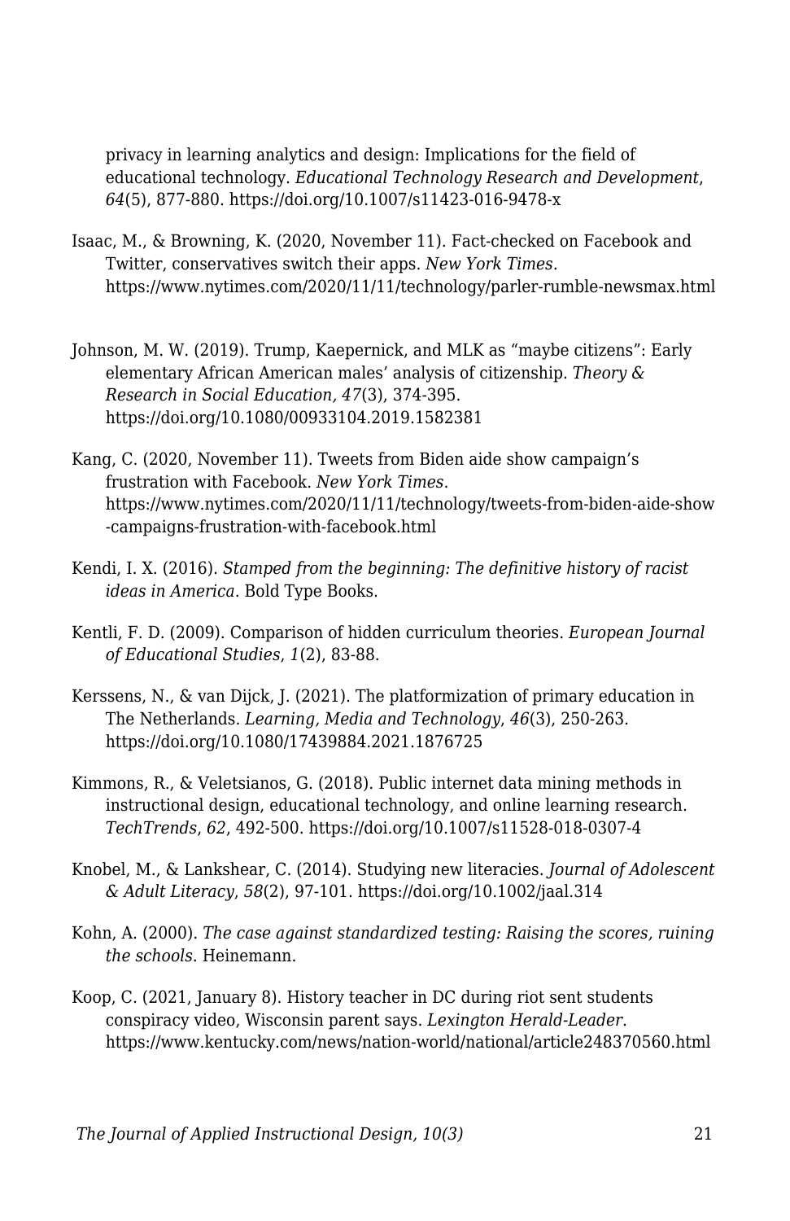privacy in learning analytics and design: Implications for the field of educational technology. *Educational Technology Research and Development*, *64*(5), 877-880. https://doi.org/10.1007/s11423-016-9478-x

Isaac, M., & Browning, K. (2020, November 11). Fact-checked on Facebook and Twitter, conservatives switch their apps. *New York Times*. https://www.nytimes.com/2020/11/11/technology/parler-rumble-newsmax.html

Johnson, M. W. (2019). Trump, Kaepernick, and MLK as "maybe citizens": Early elementary African American males' analysis of citizenship. *Theory & Research in Social Education, 47*(3), 374-395. https://doi.org/10.1080/00933104.2019.1582381

Kang, C. (2020, November 11). Tweets from Biden aide show campaign's frustration with Facebook. *New York Times*. https://www.nytimes.com/2020/11/11/technology/tweets-from-biden-aide-show-campaigns-frustration-with-facebook.html

Kendi, I. X. (2016). *Stamped from the beginning: The definitive history of racist ideas in America*. Bold Type Books.

Kentli, F. D. (2009). Comparison of hidden curriculum theories. *European Journal of Educational Studies*, *1*(2), 83-88.

Kerssens, N., & van Dijck, J. (2021). The platformization of primary education in The Netherlands. *Learning, Media and Technology*, *46*(3), 250-263. https://doi.org/10.1080/17439884.2021.1876725

Kimmons, R., & Veletsianos, G. (2018). Public internet data mining methods in instructional design, educational technology, and online learning research. *TechTrends*, *62*, 492-500. https://doi.org/10.1007/s11528-018-0307-4

Knobel, M., & Lankshear, C. (2014). Studying new literacies. *Journal of Adolescent & Adult Literacy*, *58*(2), 97-101. https://doi.org/10.1002/jaal.314

Kohn, A. (2000). *The case against standardized testing: Raising the scores, ruining the schools*. Heinemann.

Koop, C. (2021, January 8). History teacher in DC during riot sent students conspiracy video, Wisconsin parent says. *Lexington Herald-Leader*. https://www.kentucky.com/news/nation-world/national/article248370560.html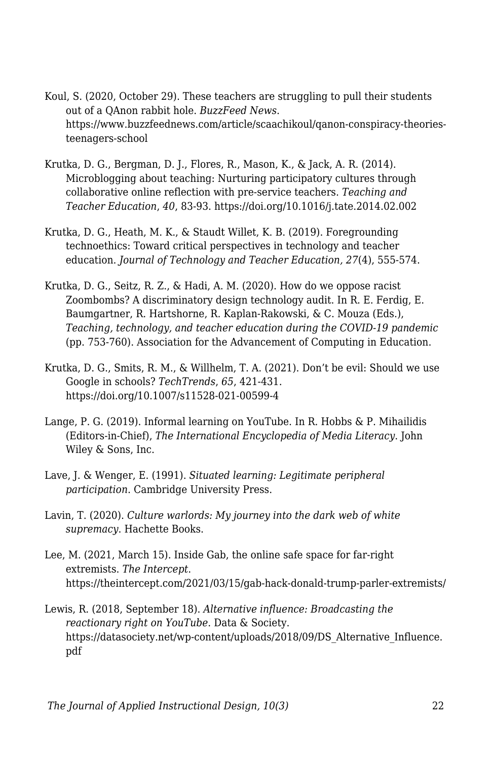Koul, S. (2020, October 29). These teachers are struggling to pull their students out of a QAnon rabbit hole. *BuzzFeed News*. https://www.buzzfeednews.com/article/scaachikoul/qanon-conspiracy-theories-teenagers-school

Krutka, D. G., Bergman, D. J., Flores, R., Mason, K., & Jack, A. R. (2014). Microblogging about teaching: Nurturing participatory cultures through collaborative online reflection with pre-service teachers. *Teaching and Teacher Education*, *40*, 83-93. https://doi.org/10.1016/j.tate.2014.02.002

Krutka, D. G., Heath, M. K., & Staudt Willet, K. B. (2019). Foregrounding technoethics: Toward critical perspectives in technology and teacher education. *Journal of Technology and Teacher Education, 27*(4), 555-574.

Krutka, D. G., Seitz, R. Z., & Hadi, A. M. (2020). How do we oppose racist Zoombombs? A discriminatory design technology audit. In R. E. Ferdig, E. Baumgartner, R. Hartshorne, R. Kaplan-Rakowski, & C. Mouza (Eds.), *Teaching, technology, and teacher education during the COVID-19 pandemic* (pp. 753-760). Association for the Advancement of Computing in Education.

Krutka, D. G., Smits, R. M., & Willhelm, T. A. (2021). Don't be evil: Should we use Google in schools? *TechTrends*, *65*, 421-431. https://doi.org/10.1007/s11528-021-00599-4

Lange, P. G. (2019). Informal learning on YouTube. In R. Hobbs & P. Mihailidis (Editors-in-Chief), *The International Encyclopedia of Media Literacy*. John Wiley & Sons, Inc.

Lave, J. & Wenger, E. (1991). *Situated learning: Legitimate peripheral participation*. Cambridge University Press.

Lavin, T. (2020). *Culture warlords: My journey into the dark web of white supremacy*. Hachette Books.

Lee, M. (2021, March 15). Inside Gab, the online safe space for far-right extremists. *The Intercept*. https://theintercept.com/2021/03/15/gab-hack-donald-trump-parler-extremists/

Lewis, R. (2018, September 18). *Alternative influence: Broadcasting the reactionary right on YouTube*. Data & Society. https://datasociety.net/wp-content/uploads/2018/09/DS_Alternative_Influence.pdf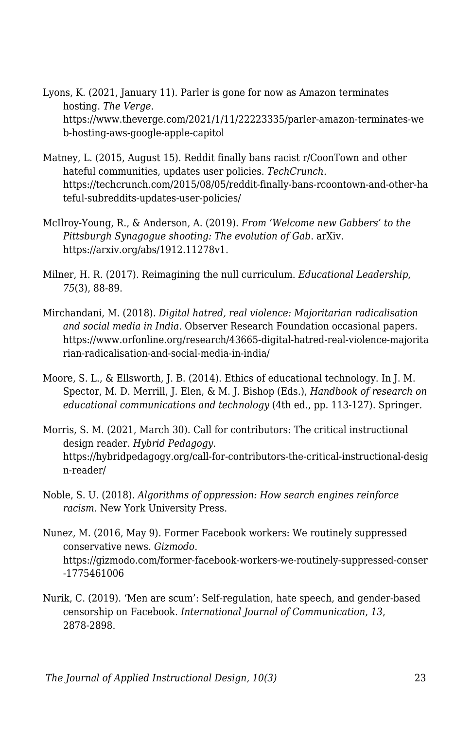Lyons, K. (2021, January 11). Parler is gone for now as Amazon terminates hosting. *The Verge*. https://www.theverge.com/2021/1/11/22223335/parler-amazon-terminates-web-hosting-aws-google-apple-capitol

Matney, L. (2015, August 15). Reddit finally bans racist r/CoonTown and other hateful communities, updates user policies. *TechCrunch*. https://techcrunch.com/2015/08/05/reddit-finally-bans-rcoontown-and-other-hateful-subreddits-updates-user-policies/

McIlroy-Young, R., & Anderson, A. (2019). *From 'Welcome new Gabbers' to the Pittsburgh Synagogue shooting: The evolution of Gab*. arXiv. https://arxiv.org/abs/1912.11278v1.

Milner, H. R. (2017). Reimagining the null curriculum. *Educational Leadership, 75*(3), 88-89.

Mirchandani, M. (2018). *Digital hatred, real violence: Majoritarian radicalisation and social media in India*. Observer Research Foundation occasional papers. https://www.orfonline.org/research/43665-digital-hatred-real-violence-majoritarian-radicalisation-and-social-media-in-india/

Moore, S. L., & Ellsworth, J. B. (2014). Ethics of educational technology. In J. M. Spector, M. D. Merrill, J. Elen, & M. J. Bishop (Eds.), *Handbook of research on educational communications and technology* (4th ed., pp. 113-127). Springer.

Morris, S. M. (2021, March 30). Call for contributors: The critical instructional design reader. *Hybrid Pedagogy*. https://hybridpedagogy.org/call-for-contributors-the-critical-instructional-design-reader/

Noble, S. U. (2018). *Algorithms of oppression: How search engines reinforce racism*. New York University Press.

Nunez, M. (2016, May 9). Former Facebook workers: We routinely suppressed conservative news. *Gizmodo*. https://gizmodo.com/former-facebook-workers-we-routinely-suppressed-conser-1775461006

Nurik, C. (2019). 'Men are scum': Self-regulation, hate speech, and gender-based censorship on Facebook. *International Journal of Communication*, *13*, 2878-2898.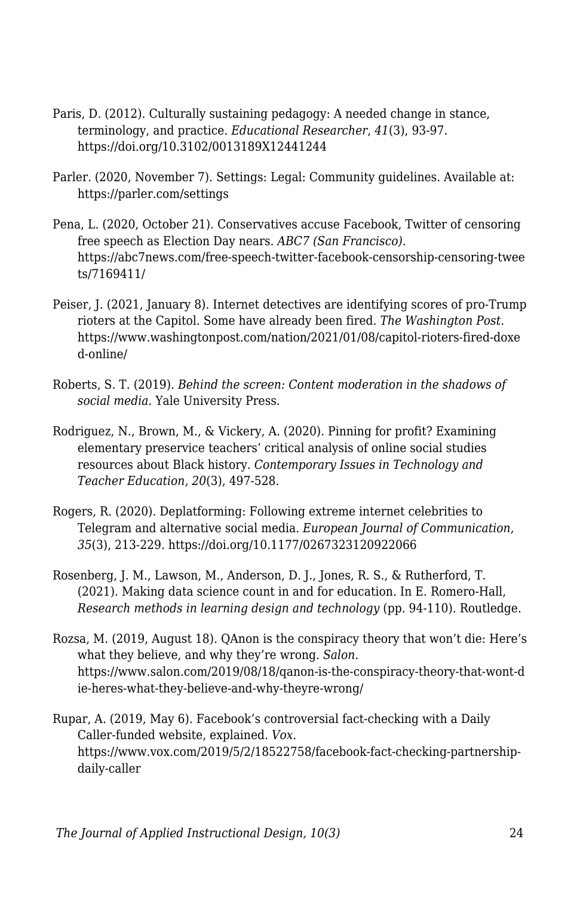Paris, D. (2012). Culturally sustaining pedagogy: A needed change in stance, terminology, and practice. *Educational Researcher*, *41*(3), 93-97. https://doi.org/10.3102/0013189X12441244

Parler. (2020, November 7). Settings: Legal: Community guidelines. Available at: https://parler.com/settings

Pena, L. (2020, October 21). Conservatives accuse Facebook, Twitter of censoring free speech as Election Day nears. *ABC7 (San Francisco)*. https://abc7news.com/free-speech-twitter-facebook-censorship-censoring-tweets/7169411/

Peiser, J. (2021, January 8). Internet detectives are identifying scores of pro-Trump rioters at the Capitol. Some have already been fired. *The Washington Post*. https://www.washingtonpost.com/nation/2021/01/08/capitol-rioters-fired-doxed-online/

Roberts, S. T. (2019). *Behind the screen: Content moderation in the shadows of social media.* Yale University Press.

Rodriguez, N., Brown, M., & Vickery, A. (2020). Pinning for profit? Examining elementary preservice teachers' critical analysis of online social studies resources about Black history. *Contemporary Issues in Technology and Teacher Education, 20*(3), 497-528.

Rogers, R. (2020). Deplatforming: Following extreme internet celebrities to Telegram and alternative social media. *European Journal of Communication, 35*(3), 213-229. https://doi.org/10.1177/0267323120922066

Rosenberg, J. M., Lawson, M., Anderson, D. J., Jones, R. S., & Rutherford, T. (2021). Making data science count in and for education. In E. Romero-Hall, *Research methods in learning design and technology* (pp. 94-110). Routledge.

Rozsa, M. (2019, August 18). QAnon is the conspiracy theory that won't die: Here's what they believe, and why they're wrong. *Salon*. https://www.salon.com/2019/08/18/qanon-is-the-conspiracy-theory-that-wont-die-heres-what-they-believe-and-why-theyre-wrong/

Rupar, A. (2019, May 6). Facebook's controversial fact-checking with a Daily Caller-funded website, explained. *Vox*. https://www.vox.com/2019/5/2/18522758/facebook-fact-checking-partnership-daily-caller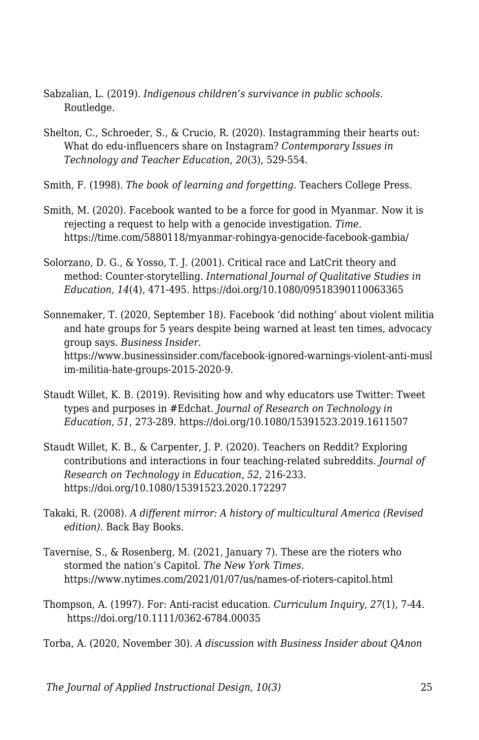Sabzalian, L. (2019). *Indigenous children's survivance in public schools*. Routledge.

Shelton, C., Schroeder, S., & Crucio, R. (2020). Instagramming their hearts out: What do edu-influencers share on Instagram? *Contemporary Issues in Technology and Teacher Education*, *20*(3), 529-554.

Smith, F. (1998). *The book of learning and forgetting*. Teachers College Press.

Smith, M. (2020). Facebook wanted to be a force for good in Myanmar. Now it is rejecting a request to help with a genocide investigation. *Time*. https://time.com/5880118/myanmar-rohingya-genocide-facebook-gambia/

Solorzano, D. G., & Yosso, T. J. (2001). Critical race and LatCrit theory and method: Counter-storytelling. *International Journal of Qualitative Studies in Education, 14*(4), 471-495. https://doi.org/10.1080/09518390110063365

Sonnemaker, T. (2020, September 18). Facebook 'did nothing' about violent militia and hate groups for 5 years despite being warned at least ten times, advocacy group says. *Business Insider*. https://www.businessinsider.com/facebook-ignored-warnings-violent-anti-muslim-militia-hate-groups-2015-2020-9.

Staudt Willet, K. B. (2019). Revisiting how and why educators use Twitter: Tweet types and purposes in #Edchat. *Journal of Research on Technology in Education*, *51*, 273-289. https://doi.org/10.1080/15391523.2019.1611507

Staudt Willet, K. B., & Carpenter, J. P. (2020). Teachers on Reddit? Exploring contributions and interactions in four teaching-related subreddits. *Journal of Research on Technology in Education*, *52*, 216-233. https://doi.org/10.1080/15391523.2020.172297

Takaki, R. (2008). *A different mirror: A history of multicultural America (Revised edition)*. Back Bay Books.

Tavernise, S., & Rosenberg, M. (2021, January 7). These are the rioters who stormed the nation's Capitol. *The New York Times*. https://www.nytimes.com/2021/01/07/us/names-of-rioters-capitol.html

Thompson, A. (1997). For: Anti-racist education. *Curriculum Inquiry*, *27*(1), 7-44. https://doi.org/10.1111/0362-6784.00035

Torba, A. (2020, November 30). *A discussion with Business Insider about QAnon*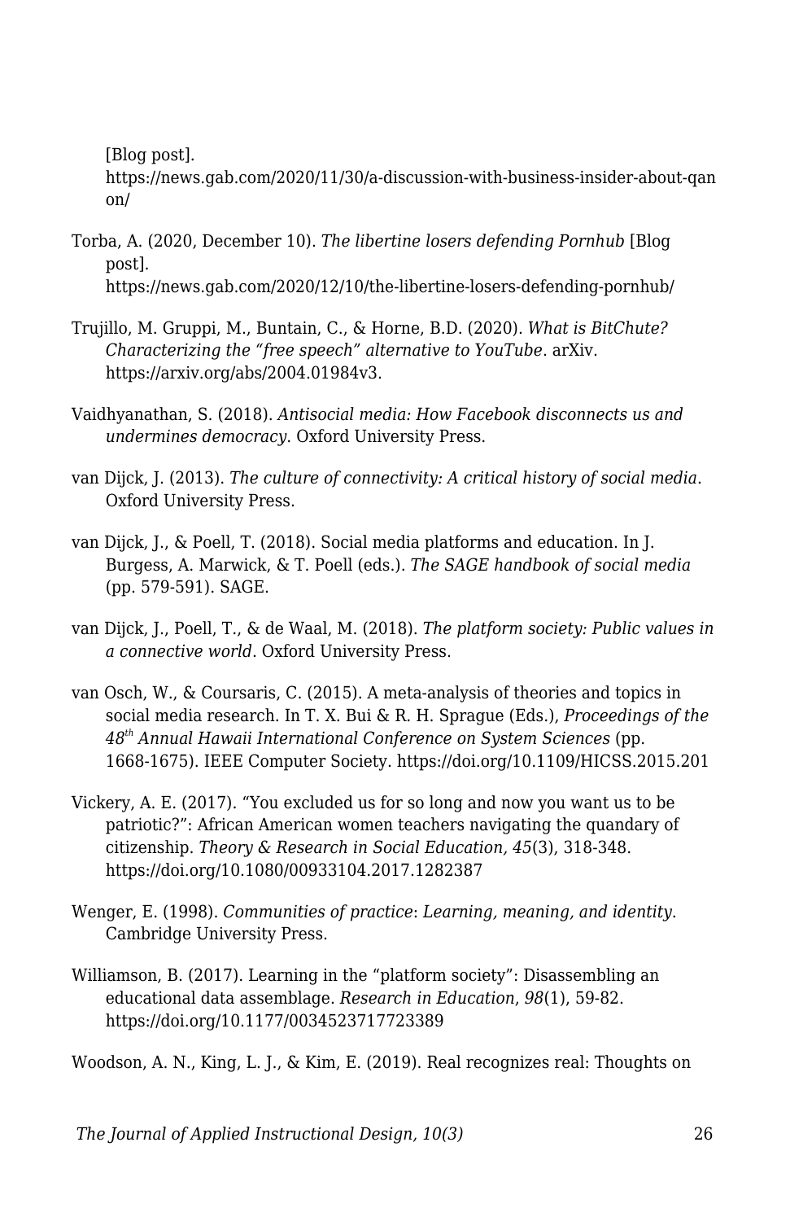[Blog post]. https://news.gab.com/2020/11/30/a-discussion-with-business-insider-about-qanon/

Torba, A. (2020, December 10). *The libertine losers defending Pornhub* [Blog post]. https://news.gab.com/2020/12/10/the-libertine-losers-defending-pornhub/

Trujillo, M. Gruppi, M., Buntain, C., & Horne, B.D. (2020). *What is BitChute? Characterizing the "free speech" alternative to YouTube*. arXiv. https://arxiv.org/abs/2004.01984v3.

Vaidhyanathan, S. (2018). *Antisocial media: How Facebook disconnects us and undermines democracy*. Oxford University Press.

van Dijck, J. (2013). *The culture of connectivity: A critical history of social media*. Oxford University Press.

van Dijck, J., & Poell, T. (2018). Social media platforms and education. In J. Burgess, A. Marwick, & T. Poell (eds.). *The SAGE handbook of social media* (pp. 579-591). SAGE.

van Dijck, J., Poell, T., & de Waal, M. (2018). *The platform society: Public values in a connective world*. Oxford University Press.

van Osch, W., & Coursaris, C. (2015). A meta-analysis of theories and topics in social media research. In T. X. Bui & R. H. Sprague (Eds.), *Proceedings of the 48th Annual Hawaii International Conference on System Sciences* (pp. 1668-1675). IEEE Computer Society. https://doi.org/10.1109/HICSS.2015.201

Vickery, A. E. (2017). "You excluded us for so long and now you want us to be patriotic?": African American women teachers navigating the quandary of citizenship. *Theory & Research in Social Education, 45*(3), 318-348. https://doi.org/10.1080/00933104.2017.1282387

Wenger, E. (1998). *Communities of practice*: *Learning, meaning, and identity*. Cambridge University Press.

Williamson, B. (2017). Learning in the "platform society": Disassembling an educational data assemblage. *Research in Education*, *98*(1), 59-82. https://doi.org/10.1177/0034523717723389

Woodson, A. N., King, L. J., & Kim, E. (2019). Real recognizes real: Thoughts on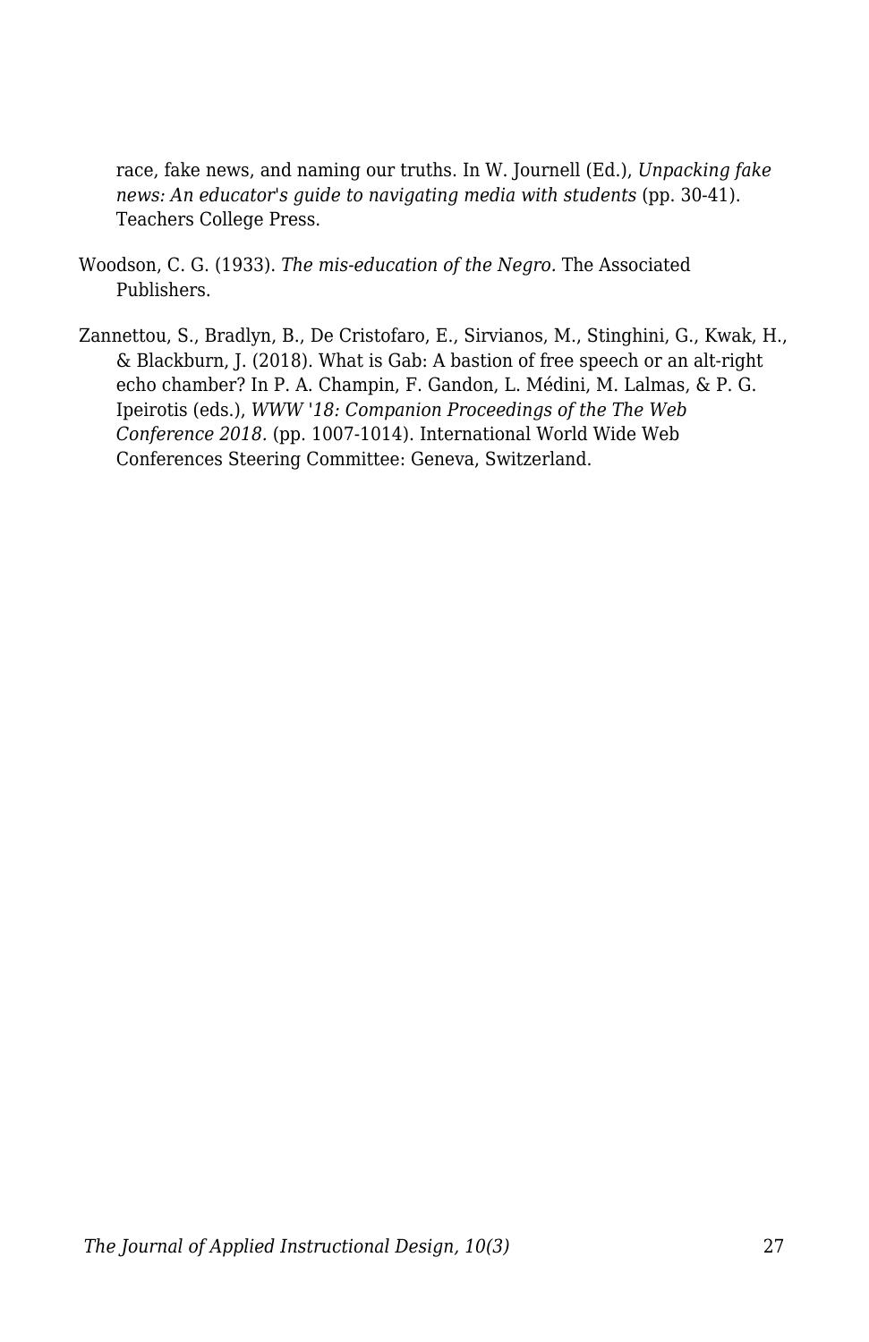race, fake news, and naming our truths. In W. Journell (Ed.), *Unpacking fake news: An educator's guide to navigating media with students* (pp. 30-41). Teachers College Press.

Woodson, C. G. (1933). *The mis-education of the Negro.* The Associated Publishers.

Zannettou, S., Bradlyn, B., De Cristofaro, E., Sirvianos, M., Stinghini, G., Kwak, H., & Blackburn, J. (2018). What is Gab: A bastion of free speech or an alt-right echo chamber? In P. A. Champin, F. Gandon, L. Médini, M. Lalmas, & P. G. Ipeirotis (eds.), *WWW '18: Companion Proceedings of the The Web Conference 2018.* (pp. 1007-1014). International World Wide Web Conferences Steering Committee: Geneva, Switzerland.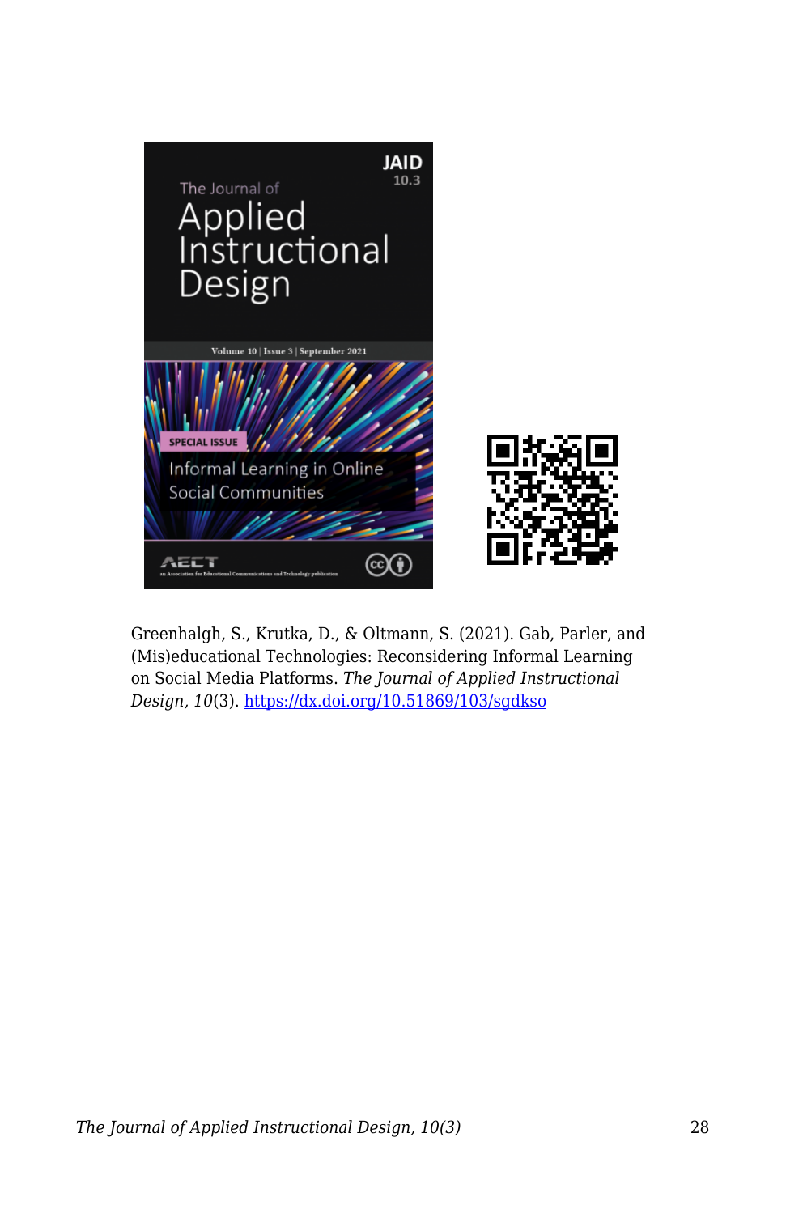Greenhalgh, S., Krutka, D., & Oltmann, S. (2021). Gab, Parler, and (Mis)educational Technologies: Reconsidering Informal Learning on Social Media Platforms. *The Journal of Applied Instructional Design, 10*(3). https://dx.doi.org/10.51869/103/sgdkso